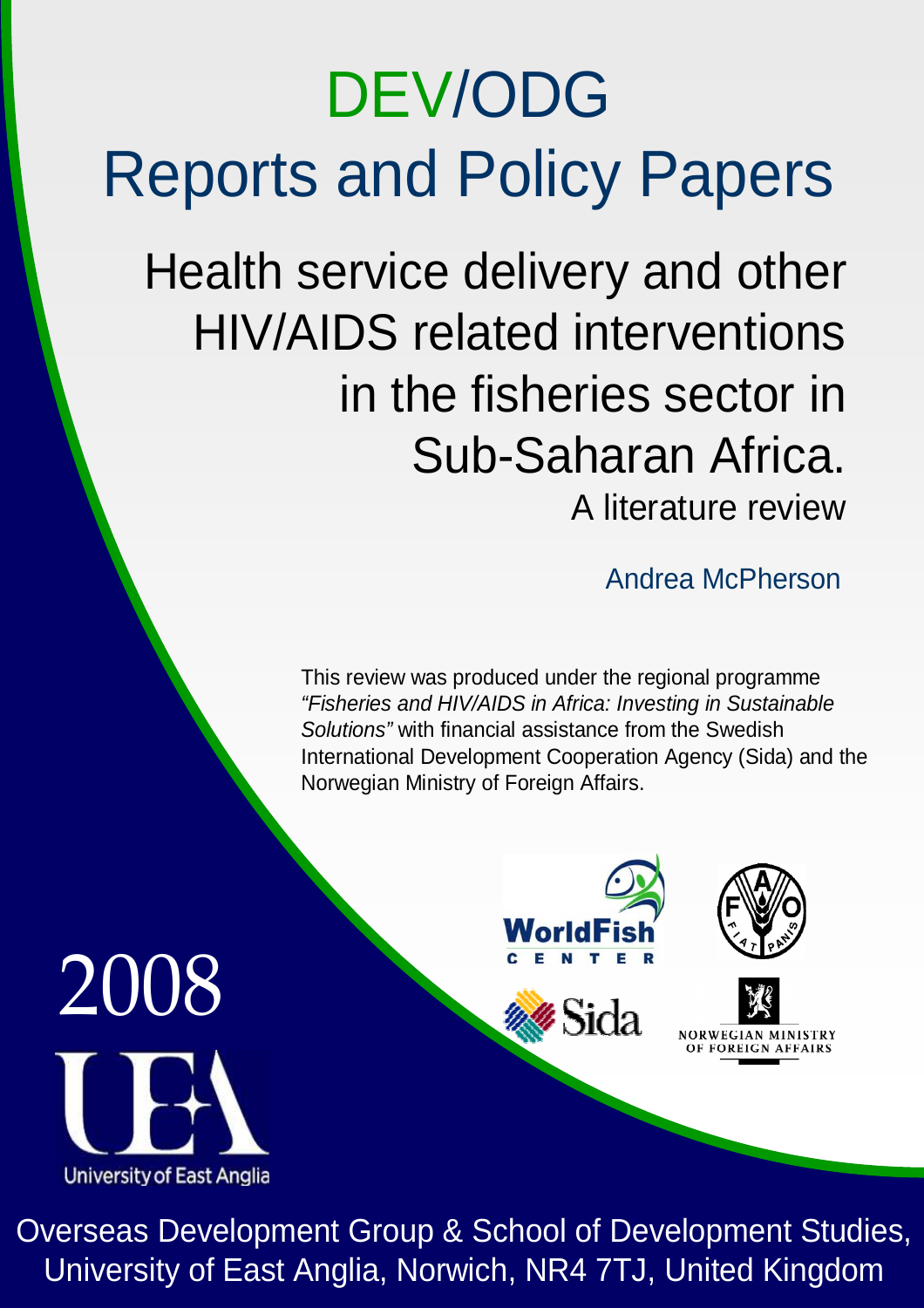# DEV/ODG Reports and Policy Papers

## Health service delivery and other HIV/AIDS related interventions in the fisheries sector in Sub-Saharan Africa.

### A literature review

Andrea McPherson

This review was produced under the regional programme *"Fisheries and HIV/AIDS in Africa: Investing in Sustainable Solutions"* with financial assistance from the Swedish International Development Cooperation Agency (Sida) and the Norwegian Ministry of Foreign Affairs.

2008

Overseas Development Group & School of Development Studies, University of East Anglia, Norwich, NR4 7TJ, United Kingdom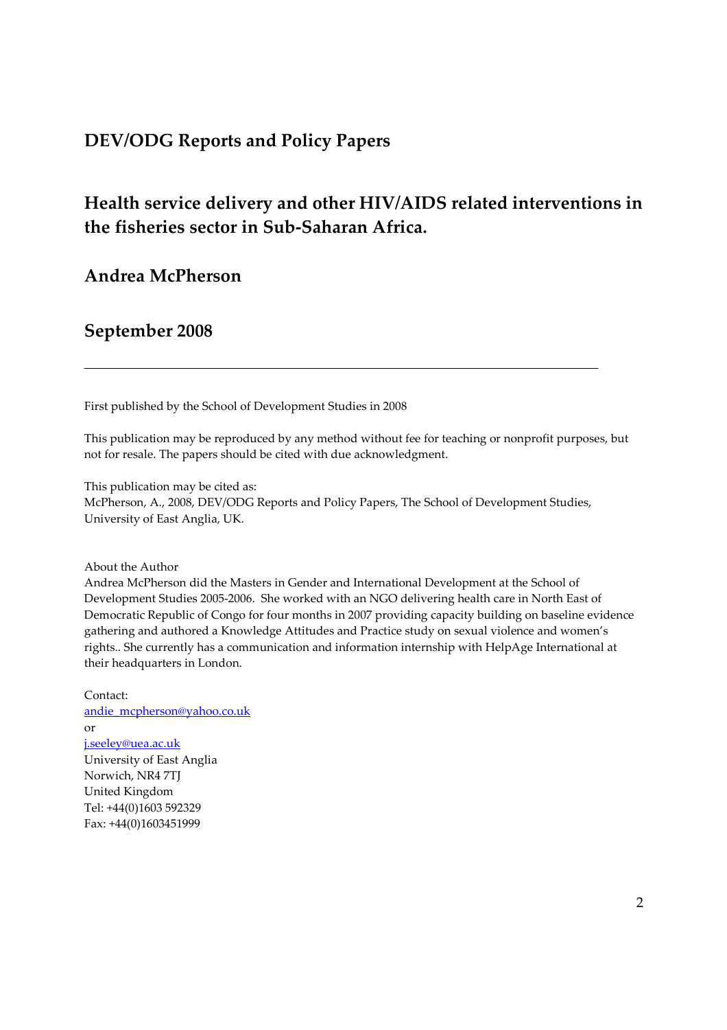# DEV/ODG Reports and Policy Papers

## Health service delivery and other HIV/AIDS related interventions in the fisheries sector in Sub-Saharan Africa.

## Andrea McPherson

## September 2008

---

First published by the School of Development Studies in 2008

This publication may be reproduced by any method without fee for teaching or nonprofit purposes, but not for resale. The papers should be cited with due acknowledgment.

This publication may be cited as:
McPherson, A., 2008, DEV/ODG Reports and Policy Papers, The School of Development Studies, University of East Anglia, UK.

About the Author
Andrea McPherson did the Masters in Gender and International Development at the School of Development Studies 2005-2006. She worked with an NGO delivering health care in North East of Democratic Republic of Congo for four months in 2007 providing capacity building on baseline evidence gathering and authored a Knowledge Attitudes and Practice study on sexual violence and women's rights.. She currently has a communication and information internship with HelpAge International at their headquarters in London.

Contact:
andie_mcpherson@yahoo.co.uk
or
j.seeley@uea.ac.uk
University of East Anglia
Norwich, NR4 7TJ
United Kingdom
Tel: +44(0)1603 592329
Fax: +44(0)1603451999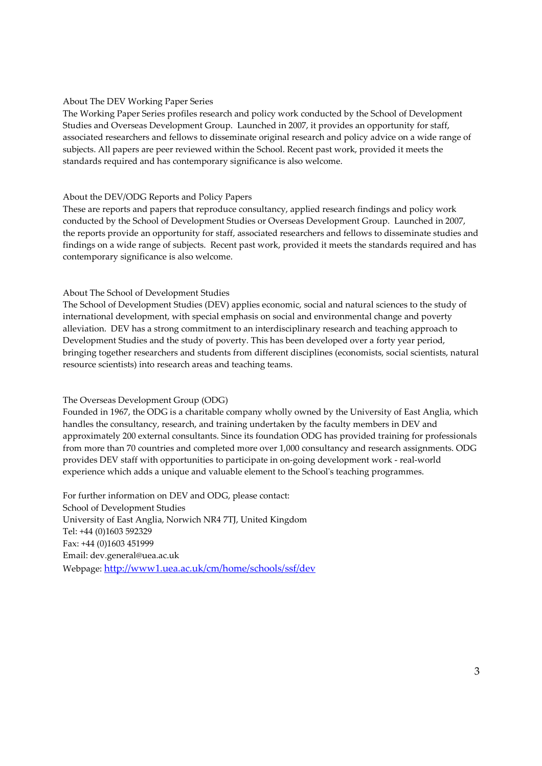## About The DEV Working Paper Series

The Working Paper Series profiles research and policy work conducted by the School of Development Studies and Overseas Development Group. Launched in 2007, it provides an opportunity for staff, associated researchers and fellows to disseminate original research and policy advice on a wide range of subjects. All papers are peer reviewed within the School. Recent past work, provided it meets the standards required and has contemporary significance is also welcome.

## About the DEV/ODG Reports and Policy Papers

These are reports and papers that reproduce consultancy, applied research findings and policy work conducted by the School of Development Studies or Overseas Development Group. Launched in 2007, the reports provide an opportunity for staff, associated researchers and fellows to disseminate studies and findings on a wide range of subjects. Recent past work, provided it meets the standards required and has contemporary significance is also welcome.

## About The School of Development Studies

The School of Development Studies (DEV) applies economic, social and natural sciences to the study of international development, with special emphasis on social and environmental change and poverty alleviation. DEV has a strong commitment to an interdisciplinary research and teaching approach to Development Studies and the study of poverty. This has been developed over a forty year period, bringing together researchers and students from different disciplines (economists, social scientists, natural resource scientists) into research areas and teaching teams.

## The Overseas Development Group (ODG)

Founded in 1967, the ODG is a charitable company wholly owned by the University of East Anglia, which handles the consultancy, research, and training undertaken by the faculty members in DEV and approximately 200 external consultants. Since its foundation ODG has provided training for professionals from more than 70 countries and completed more over 1,000 consultancy and research assignments. ODG provides DEV staff with opportunities to participate in on-going development work - real-world experience which adds a unique and valuable element to the School's teaching programmes.

For further information on DEV and ODG, please contact:
School of Development Studies
University of East Anglia, Norwich NR4 7TJ, United Kingdom
Tel: +44 (0)1603 592329
Fax: +44 (0)1603 451999
Email: dev.general@uea.ac.uk
Webpage: http://www1.uea.ac.uk/cm/home/schools/ssf/dev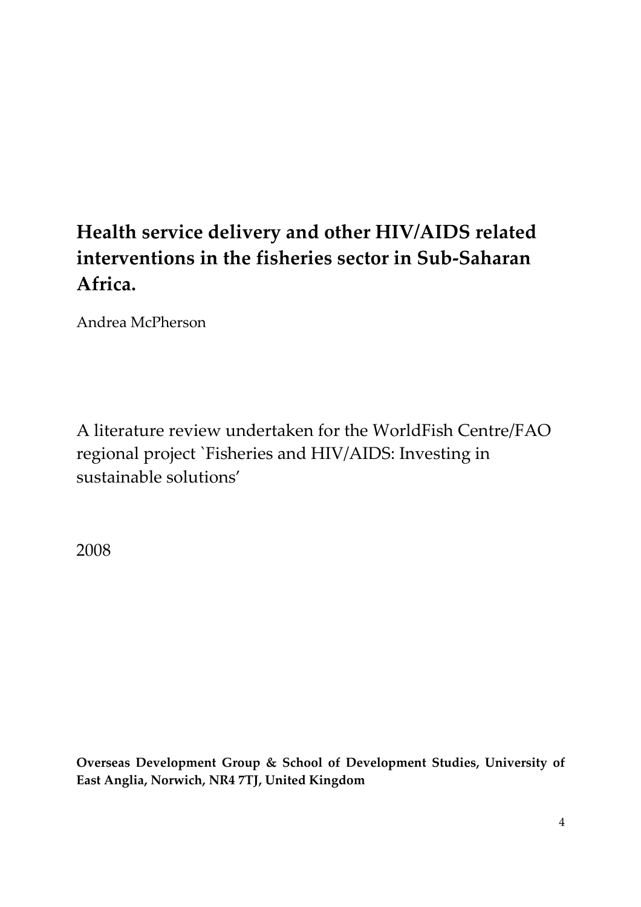# Health service delivery and other HIV/AIDS related interventions in the fisheries sector in Sub-Saharan Africa.

Andrea McPherson

A literature review undertaken for the WorldFish Centre/FAO regional project `Fisheries and HIV/AIDS: Investing in sustainable solutions'

2008

**Overseas Development Group & School of Development Studies, University of East Anglia, Norwich, NR4 7TJ, United Kingdom**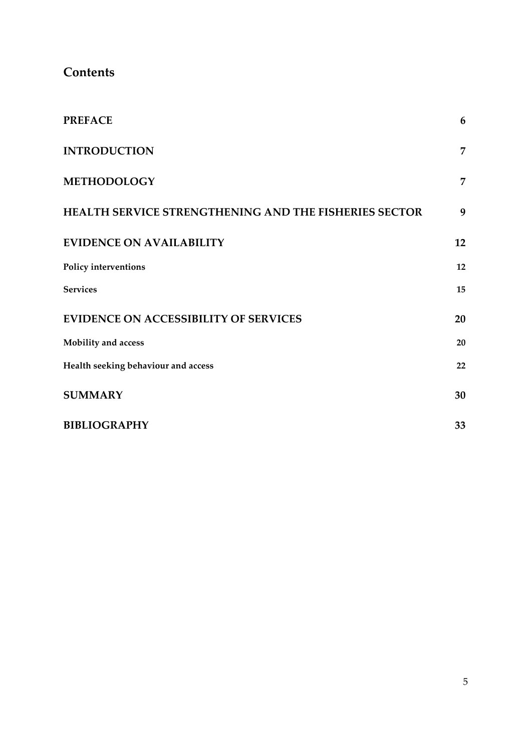# Contents

| | |
|---|---|
| **PREFACE** | **6** |
| **INTRODUCTION** | **7** |
| **METHODOLOGY** | **7** |
| **HEALTH SERVICE STRENGTHENING AND THE FISHERIES SECTOR** | **9** |
| **EVIDENCE ON AVAILABILITY** | **12** |
| **Policy interventions** | **12** |
| **Services** | **15** |
| **EVIDENCE ON ACCESSIBILITY OF SERVICES** | **20** |
| **Mobility and access** | **20** |
| **Health seeking behaviour and access** | **22** |
| **SUMMARY** | **30** |
| **BIBLIOGRAPHY** | **33** |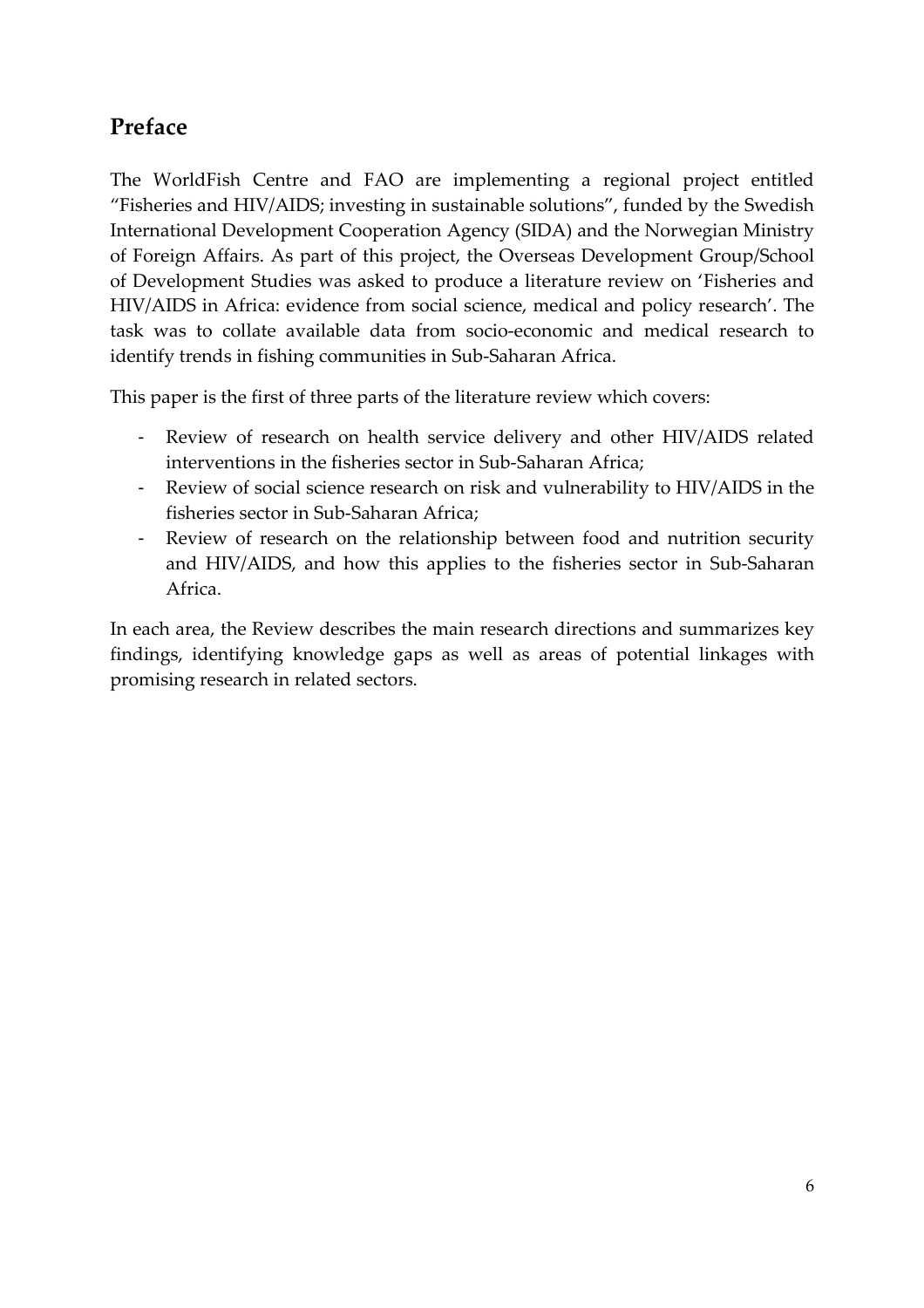## Preface

The WorldFish Centre and FAO are implementing a regional project entitled "Fisheries and HIV/AIDS; investing in sustainable solutions", funded by the Swedish International Development Cooperation Agency (SIDA) and the Norwegian Ministry of Foreign Affairs. As part of this project, the Overseas Development Group/School of Development Studies was asked to produce a literature review on 'Fisheries and HIV/AIDS in Africa: evidence from social science, medical and policy research'. The task was to collate available data from socio-economic and medical research to identify trends in fishing communities in Sub-Saharan Africa.

This paper is the first of three parts of the literature review which covers:

- Review of research on health service delivery and other HIV/AIDS related interventions in the fisheries sector in Sub-Saharan Africa;
- Review of social science research on risk and vulnerability to HIV/AIDS in the fisheries sector in Sub-Saharan Africa;
- Review of research on the relationship between food and nutrition security and HIV/AIDS, and how this applies to the fisheries sector in Sub-Saharan Africa.

In each area, the Review describes the main research directions and summarizes key findings, identifying knowledge gaps as well as areas of potential linkages with promising research in related sectors.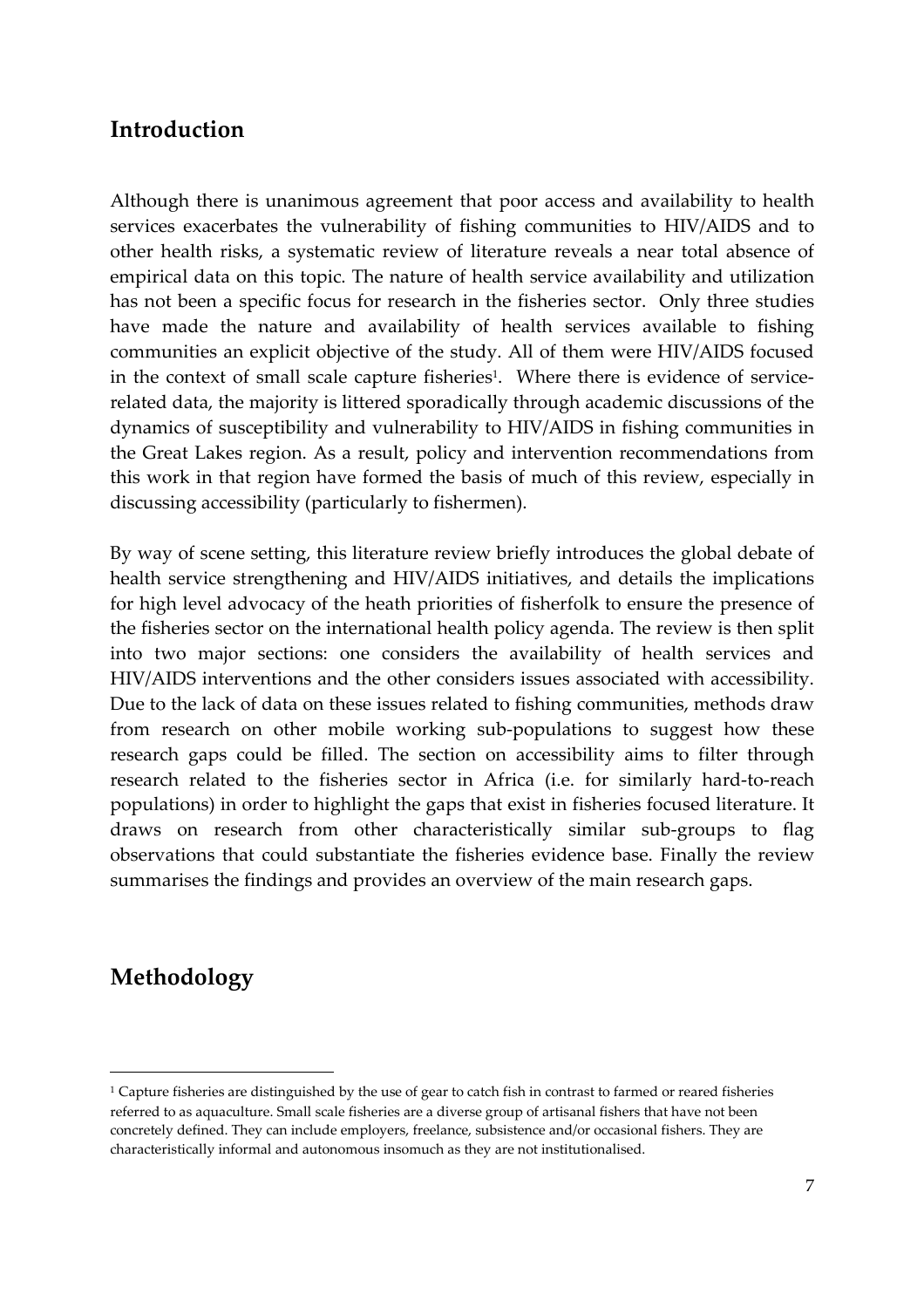## Introduction

Although there is unanimous agreement that poor access and availability to health services exacerbates the vulnerability of fishing communities to HIV/AIDS and to other health risks, a systematic review of literature reveals a near total absence of empirical data on this topic. The nature of health service availability and utilization has not been a specific focus for research in the fisheries sector. Only three studies have made the nature and availability of health services available to fishing communities an explicit objective of the study. All of them were HIV/AIDS focused in the context of small scale capture fisheries[1]. Where there is evidence of service-related data, the majority is littered sporadically through academic discussions of the dynamics of susceptibility and vulnerability to HIV/AIDS in fishing communities in the Great Lakes region. As a result, policy and intervention recommendations from this work in that region have formed the basis of much of this review, especially in discussing accessibility (particularly to fishermen).

By way of scene setting, this literature review briefly introduces the global debate of health service strengthening and HIV/AIDS initiatives, and details the implications for high level advocacy of the heath priorities of fisherfolk to ensure the presence of the fisheries sector on the international health policy agenda. The review is then split into two major sections: one considers the availability of health services and HIV/AIDS interventions and the other considers issues associated with accessibility. Due to the lack of data on these issues related to fishing communities, methods draw from research on other mobile working sub-populations to suggest how these research gaps could be filled. The section on accessibility aims to filter through research related to the fisheries sector in Africa (i.e. for similarly hard-to-reach populations) in order to highlight the gaps that exist in fisheries focused literature. It draws on research from other characteristically similar sub-groups to flag observations that could substantiate the fisheries evidence base. Finally the review summarises the findings and provides an overview of the main research gaps.

## Methodology

[1] Capture fisheries are distinguished by the use of gear to catch fish in contrast to farmed or reared fisheries referred to as aquaculture. Small scale fisheries are a diverse group of artisanal fishers that have not been concretely defined. They can include employers, freelance, subsistence and/or occasional fishers. They are characteristically informal and autonomous insomuch as they are not institutionalised.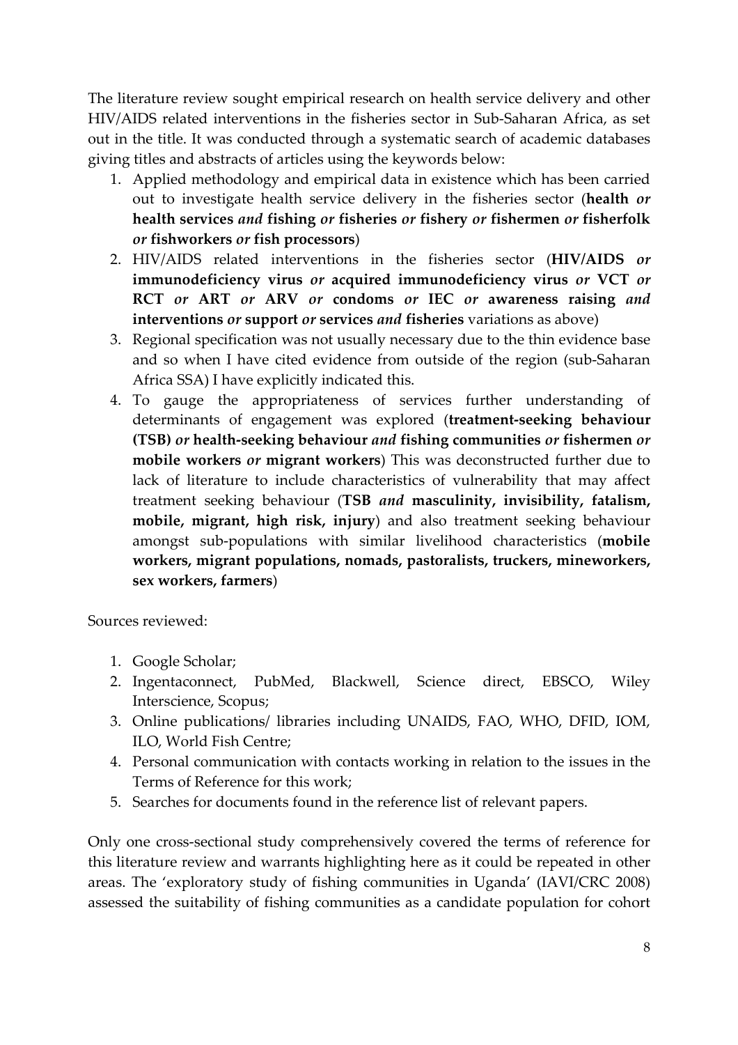The literature review sought empirical research on health service delivery and other HIV/AIDS related interventions in the fisheries sector in Sub-Saharan Africa, as set out in the title. It was conducted through a systematic search of academic databases giving titles and abstracts of articles using the keywords below:

1. Applied methodology and empirical data in existence which has been carried out to investigate health service delivery in the fisheries sector (**health** *or* **health services** *and* **fishing** *or* **fisheries** *or* **fishery** *or* **fishermen** *or* **fisherfolk** *or* **fishworkers** *or* **fish processors**)
2. HIV/AIDS related interventions in the fisheries sector (**HIV/AIDS** *or* **immunodeficiency virus** *or* **acquired immunodeficiency virus** *or* **VCT** *or* **RCT** *or* **ART** *or* **ARV** *or* **condoms** *or* **IEC** *or* **awareness raising** *and* **interventions** *or* **support** *or* **services** *and* **fisheries** variations as above)
3. Regional specification was not usually necessary due to the thin evidence base and so when I have cited evidence from outside of the region (sub-Saharan Africa SSA) I have explicitly indicated this.
4. To gauge the appropriateness of services further understanding of determinants of engagement was explored (**treatment-seeking behaviour (TSB)** *or* **health-seeking behaviour** *and* **fishing communities** *or* **fishermen** *or* **mobile workers** *or* **migrant workers**) This was deconstructed further due to lack of literature to include characteristics of vulnerability that may affect treatment seeking behaviour (**TSB** *and* **masculinity, invisibility, fatalism, mobile, migrant, high risk, injury**) and also treatment seeking behaviour amongst sub-populations with similar livelihood characteristics (**mobile workers, migrant populations, nomads, pastoralists, truckers, mineworkers, sex workers, farmers**)

Sources reviewed:

1. Google Scholar;
2. Ingentaconnect, PubMed, Blackwell, Science direct, EBSCO, Wiley Interscience, Scopus;
3. Online publications/ libraries including UNAIDS, FAO, WHO, DFID, IOM, ILO, World Fish Centre;
4. Personal communication with contacts working in relation to the issues in the Terms of Reference for this work;
5. Searches for documents found in the reference list of relevant papers.

Only one cross-sectional study comprehensively covered the terms of reference for this literature review and warrants highlighting here as it could be repeated in other areas. The 'exploratory study of fishing communities in Uganda' (IAVI/CRC 2008) assessed the suitability of fishing communities as a candidate population for cohort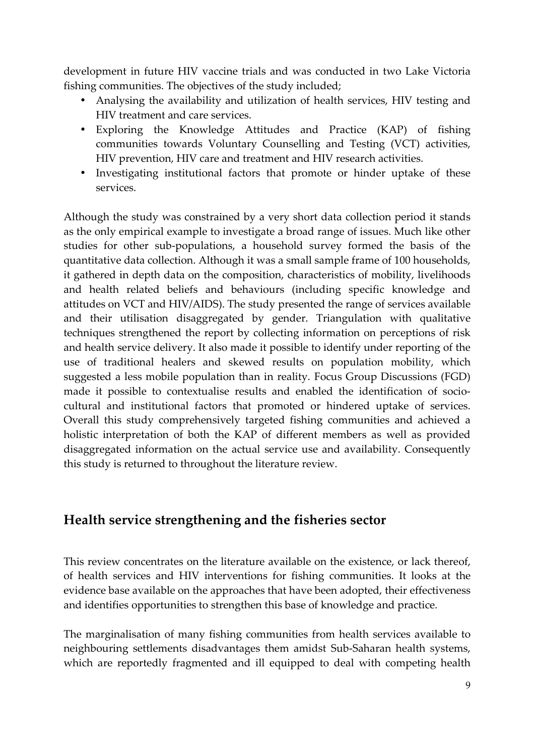development in future HIV vaccine trials and was conducted in two Lake Victoria fishing communities. The objectives of the study included;

- Analysing the availability and utilization of health services, HIV testing and HIV treatment and care services.
- Exploring the Knowledge Attitudes and Practice (KAP) of fishing communities towards Voluntary Counselling and Testing (VCT) activities, HIV prevention, HIV care and treatment and HIV research activities.
- Investigating institutional factors that promote or hinder uptake of these services.

Although the study was constrained by a very short data collection period it stands as the only empirical example to investigate a broad range of issues. Much like other studies for other sub-populations, a household survey formed the basis of the quantitative data collection. Although it was a small sample frame of 100 households, it gathered in depth data on the composition, characteristics of mobility, livelihoods and health related beliefs and behaviours (including specific knowledge and attitudes on VCT and HIV/AIDS). The study presented the range of services available and their utilisation disaggregated by gender. Triangulation with qualitative techniques strengthened the report by collecting information on perceptions of risk and health service delivery. It also made it possible to identify under reporting of the use of traditional healers and skewed results on population mobility, which suggested a less mobile population than in reality. Focus Group Discussions (FGD) made it possible to contextualise results and enabled the identification of socio-cultural and institutional factors that promoted or hindered uptake of services. Overall this study comprehensively targeted fishing communities and achieved a holistic interpretation of both the KAP of different members as well as provided disaggregated information on the actual service use and availability. Consequently this study is returned to throughout the literature review.

## Health service strengthening and the fisheries sector

This review concentrates on the literature available on the existence, or lack thereof, of health services and HIV interventions for fishing communities. It looks at the evidence base available on the approaches that have been adopted, their effectiveness and identifies opportunities to strengthen this base of knowledge and practice.

The marginalisation of many fishing communities from health services available to neighbouring settlements disadvantages them amidst Sub-Saharan health systems, which are reportedly fragmented and ill equipped to deal with competing health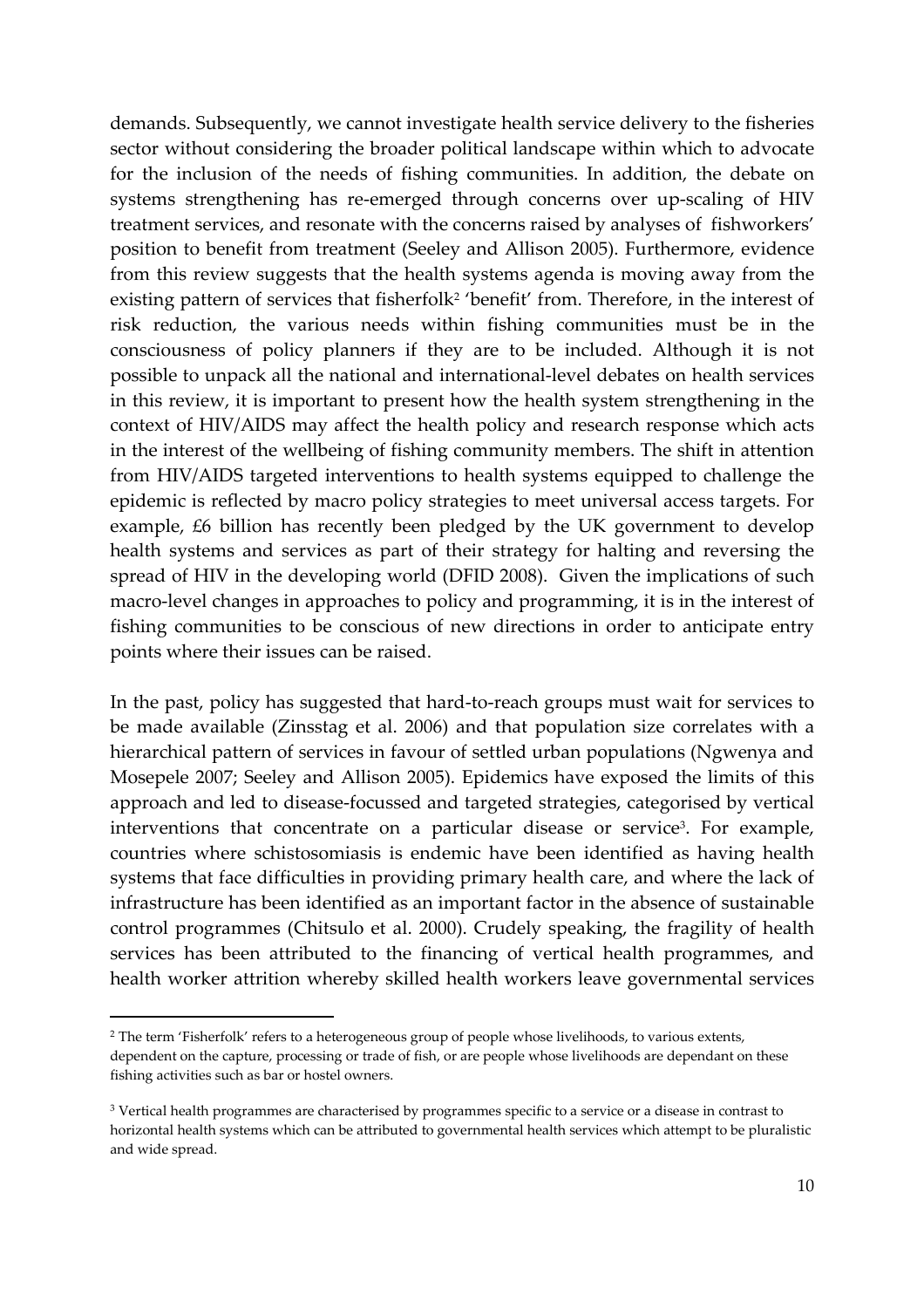demands. Subsequently, we cannot investigate health service delivery to the fisheries sector without considering the broader political landscape within which to advocate for the inclusion of the needs of fishing communities. In addition, the debate on systems strengthening has re-emerged through concerns over up-scaling of HIV treatment services, and resonate with the concerns raised by analyses of fishworkers' position to benefit from treatment (Seeley and Allison 2005). Furthermore, evidence from this review suggests that the health systems agenda is moving away from the existing pattern of services that fisherfolk[2] 'benefit' from. Therefore, in the interest of risk reduction, the various needs within fishing communities must be in the consciousness of policy planners if they are to be included. Although it is not possible to unpack all the national and international-level debates on health services in this review, it is important to present how the health system strengthening in the context of HIV/AIDS may affect the health policy and research response which acts in the interest of the wellbeing of fishing community members. The shift in attention from HIV/AIDS targeted interventions to health systems equipped to challenge the epidemic is reflected by macro policy strategies to meet universal access targets. For example, £6 billion has recently been pledged by the UK government to develop health systems and services as part of their strategy for halting and reversing the spread of HIV in the developing world (DFID 2008). Given the implications of such macro-level changes in approaches to policy and programming, it is in the interest of fishing communities to be conscious of new directions in order to anticipate entry points where their issues can be raised.

In the past, policy has suggested that hard-to-reach groups must wait for services to be made available (Zinsstag et al. 2006) and that population size correlates with a hierarchical pattern of services in favour of settled urban populations (Ngwenya and Mosepele 2007; Seeley and Allison 2005). Epidemics have exposed the limits of this approach and led to disease-focussed and targeted strategies, categorised by vertical interventions that concentrate on a particular disease or service[3]. For example, countries where schistosomiasis is endemic have been identified as having health systems that face difficulties in providing primary health care, and where the lack of infrastructure has been identified as an important factor in the absence of sustainable control programmes (Chitsulo et al. 2000). Crudely speaking, the fragility of health services has been attributed to the financing of vertical health programmes, and health worker attrition whereby skilled health workers leave governmental services

---

[2] The term 'Fisherfolk' refers to a heterogeneous group of people whose livelihoods, to various extents, dependent on the capture, processing or trade of fish, or are people whose livelihoods are dependant on these fishing activities such as bar or hostel owners.

[3] Vertical health programmes are characterised by programmes specific to a service or a disease in contrast to horizontal health systems which can be attributed to governmental health services which attempt to be pluralistic and wide spread.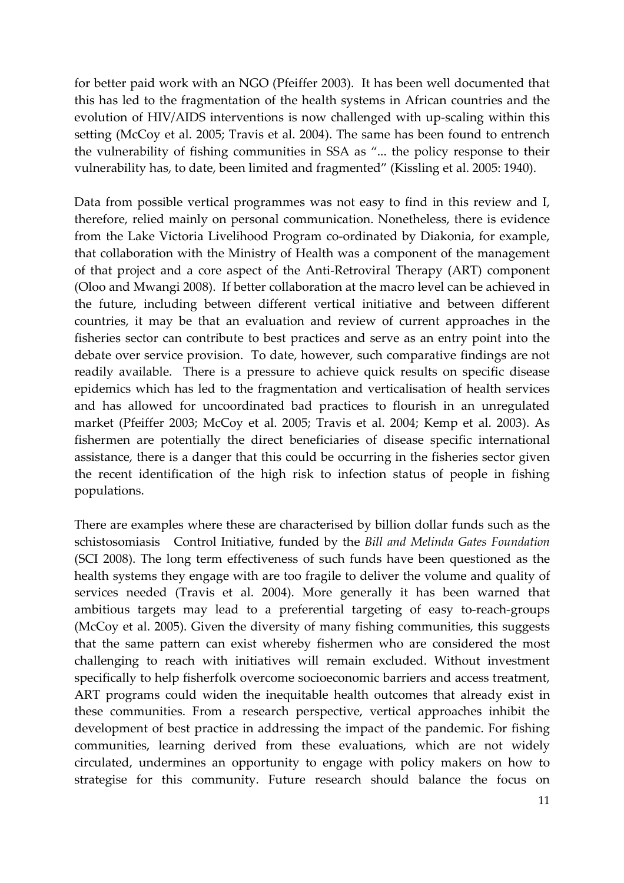for better paid work with an NGO (Pfeiffer 2003). It has been well documented that this has led to the fragmentation of the health systems in African countries and the evolution of HIV/AIDS interventions is now challenged with up-scaling within this setting (McCoy et al. 2005; Travis et al. 2004). The same has been found to entrench the vulnerability of fishing communities in SSA as "... the policy response to their vulnerability has, to date, been limited and fragmented" (Kissling et al. 2005: 1940).

Data from possible vertical programmes was not easy to find in this review and I, therefore, relied mainly on personal communication. Nonetheless, there is evidence from the Lake Victoria Livelihood Program co-ordinated by Diakonia, for example, that collaboration with the Ministry of Health was a component of the management of that project and a core aspect of the Anti-Retroviral Therapy (ART) component (Oloo and Mwangi 2008). If better collaboration at the macro level can be achieved in the future, including between different vertical initiative and between different countries, it may be that an evaluation and review of current approaches in the fisheries sector can contribute to best practices and serve as an entry point into the debate over service provision. To date, however, such comparative findings are not readily available. There is a pressure to achieve quick results on specific disease epidemics which has led to the fragmentation and verticalisation of health services and has allowed for uncoordinated bad practices to flourish in an unregulated market (Pfeiffer 2003; McCoy et al. 2005; Travis et al. 2004; Kemp et al. 2003). As fishermen are potentially the direct beneficiaries of disease specific international assistance, there is a danger that this could be occurring in the fisheries sector given the recent identification of the high risk to infection status of people in fishing populations.

There are examples where these are characterised by billion dollar funds such as the schistosomiasis Control Initiative, funded by the *Bill and Melinda Gates Foundation* (SCI 2008). The long term effectiveness of such funds have been questioned as the health systems they engage with are too fragile to deliver the volume and quality of services needed (Travis et al. 2004). More generally it has been warned that ambitious targets may lead to a preferential targeting of easy to-reach-groups (McCoy et al. 2005). Given the diversity of many fishing communities, this suggests that the same pattern can exist whereby fishermen who are considered the most challenging to reach with initiatives will remain excluded. Without investment specifically to help fisherfolk overcome socioeconomic barriers and access treatment, ART programs could widen the inequitable health outcomes that already exist in these communities. From a research perspective, vertical approaches inhibit the development of best practice in addressing the impact of the pandemic. For fishing communities, learning derived from these evaluations, which are not widely circulated, undermines an opportunity to engage with policy makers on how to strategise for this community. Future research should balance the focus on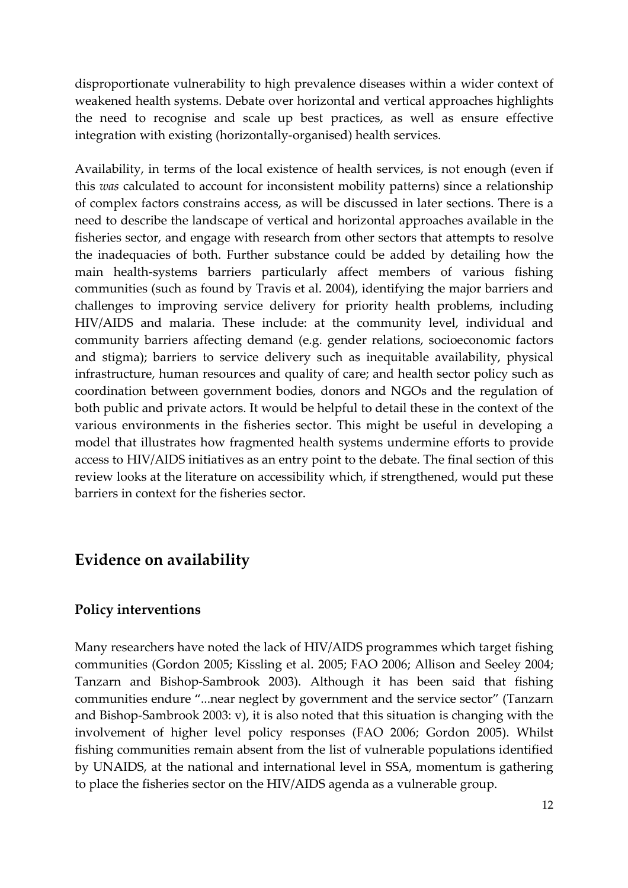disproportionate vulnerability to high prevalence diseases within a wider context of weakened health systems. Debate over horizontal and vertical approaches highlights the need to recognise and scale up best practices, as well as ensure effective integration with existing (horizontally-organised) health services.

Availability, in terms of the local existence of health services, is not enough (even if this *was* calculated to account for inconsistent mobility patterns) since a relationship of complex factors constrains access, as will be discussed in later sections. There is a need to describe the landscape of vertical and horizontal approaches available in the fisheries sector, and engage with research from other sectors that attempts to resolve the inadequacies of both. Further substance could be added by detailing how the main health-systems barriers particularly affect members of various fishing communities (such as found by Travis et al. 2004), identifying the major barriers and challenges to improving service delivery for priority health problems, including HIV/AIDS and malaria. These include: at the community level, individual and community barriers affecting demand (e.g. gender relations, socioeconomic factors and stigma); barriers to service delivery such as inequitable availability, physical infrastructure, human resources and quality of care; and health sector policy such as coordination between government bodies, donors and NGOs and the regulation of both public and private actors. It would be helpful to detail these in the context of the various environments in the fisheries sector. This might be useful in developing a model that illustrates how fragmented health systems undermine efforts to provide access to HIV/AIDS initiatives as an entry point to the debate. The final section of this review looks at the literature on accessibility which, if strengthened, would put these barriers in context for the fisheries sector.

## Evidence on availability

### Policy interventions

Many researchers have noted the lack of HIV/AIDS programmes which target fishing communities (Gordon 2005; Kissling et al. 2005; FAO 2006; Allison and Seeley 2004; Tanzarn and Bishop-Sambrook 2003). Although it has been said that fishing communities endure "...near neglect by government and the service sector" (Tanzarn and Bishop-Sambrook 2003: v), it is also noted that this situation is changing with the involvement of higher level policy responses (FAO 2006; Gordon 2005). Whilst fishing communities remain absent from the list of vulnerable populations identified by UNAIDS, at the national and international level in SSA, momentum is gathering to place the fisheries sector on the HIV/AIDS agenda as a vulnerable group.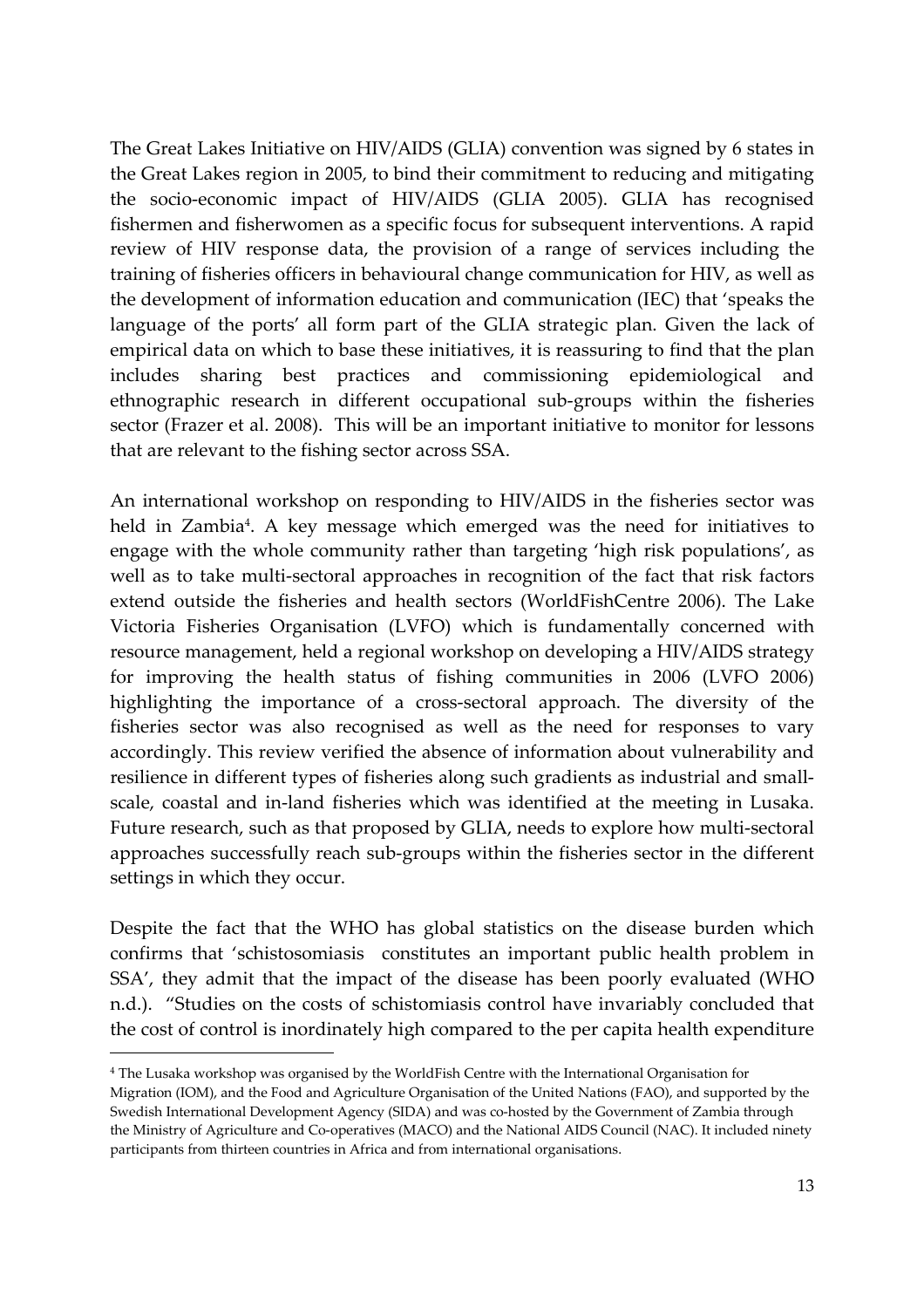The Great Lakes Initiative on HIV/AIDS (GLIA) convention was signed by 6 states in the Great Lakes region in 2005, to bind their commitment to reducing and mitigating the socio-economic impact of HIV/AIDS (GLIA 2005). GLIA has recognised fishermen and fisherwomen as a specific focus for subsequent interventions. A rapid review of HIV response data, the provision of a range of services including the training of fisheries officers in behavioural change communication for HIV, as well as the development of information education and communication (IEC) that 'speaks the language of the ports' all form part of the GLIA strategic plan. Given the lack of empirical data on which to base these initiatives, it is reassuring to find that the plan includes sharing best practices and commissioning epidemiological and ethnographic research in different occupational sub-groups within the fisheries sector (Frazer et al. 2008). This will be an important initiative to monitor for lessons that are relevant to the fishing sector across SSA.

An international workshop on responding to HIV/AIDS in the fisheries sector was held in Zambia[4]. A key message which emerged was the need for initiatives to engage with the whole community rather than targeting 'high risk populations', as well as to take multi-sectoral approaches in recognition of the fact that risk factors extend outside the fisheries and health sectors (WorldFishCentre 2006). The Lake Victoria Fisheries Organisation (LVFO) which is fundamentally concerned with resource management, held a regional workshop on developing a HIV/AIDS strategy for improving the health status of fishing communities in 2006 (LVFO 2006) highlighting the importance of a cross-sectoral approach. The diversity of the fisheries sector was also recognised as well as the need for responses to vary accordingly. This review verified the absence of information about vulnerability and resilience in different types of fisheries along such gradients as industrial and small-scale, coastal and in-land fisheries which was identified at the meeting in Lusaka. Future research, such as that proposed by GLIA, needs to explore how multi-sectoral approaches successfully reach sub-groups within the fisheries sector in the different settings in which they occur.

Despite the fact that the WHO has global statistics on the disease burden which confirms that 'schistosomiasis constitutes an important public health problem in SSA', they admit that the impact of the disease has been poorly evaluated (WHO n.d.). "Studies on the costs of schistomiasis control have invariably concluded that the cost of control is inordinately high compared to the per capita health expenditure

---

[4] The Lusaka workshop was organised by the WorldFish Centre with the International Organisation for Migration (IOM), and the Food and Agriculture Organisation of the United Nations (FAO), and supported by the Swedish International Development Agency (SIDA) and was co-hosted by the Government of Zambia through the Ministry of Agriculture and Co-operatives (MACO) and the National AIDS Council (NAC). It included ninety participants from thirteen countries in Africa and from international organisations.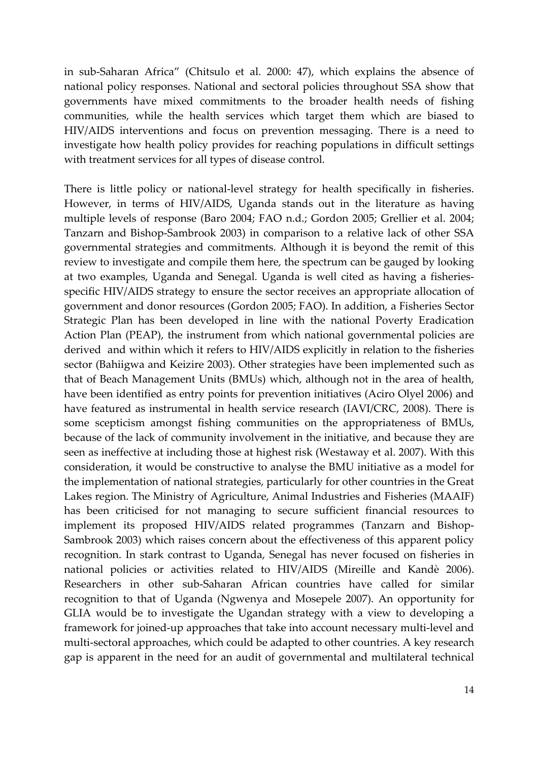in sub-Saharan Africa" (Chitsulo et al. 2000: 47), which explains the absence of national policy responses. National and sectoral policies throughout SSA show that governments have mixed commitments to the broader health needs of fishing communities, while the health services which target them which are biased to HIV/AIDS interventions and focus on prevention messaging. There is a need to investigate how health policy provides for reaching populations in difficult settings with treatment services for all types of disease control.

There is little policy or national-level strategy for health specifically in fisheries. However, in terms of HIV/AIDS, Uganda stands out in the literature as having multiple levels of response (Baro 2004; FAO n.d.; Gordon 2005; Grellier et al. 2004; Tanzarn and Bishop-Sambrook 2003) in comparison to a relative lack of other SSA governmental strategies and commitments. Although it is beyond the remit of this review to investigate and compile them here, the spectrum can be gauged by looking at two examples, Uganda and Senegal. Uganda is well cited as having a fisheries-specific HIV/AIDS strategy to ensure the sector receives an appropriate allocation of government and donor resources (Gordon 2005; FAO). In addition, a Fisheries Sector Strategic Plan has been developed in line with the national Poverty Eradication Action Plan (PEAP), the instrument from which national governmental policies are derived and within which it refers to HIV/AIDS explicitly in relation to the fisheries sector (Bahiigwa and Keizire 2003). Other strategies have been implemented such as that of Beach Management Units (BMUs) which, although not in the area of health, have been identified as entry points for prevention initiatives (Aciro Olyel 2006) and have featured as instrumental in health service research (IAVI/CRC, 2008). There is some scepticism amongst fishing communities on the appropriateness of BMUs, because of the lack of community involvement in the initiative, and because they are seen as ineffective at including those at highest risk (Westaway et al. 2007). With this consideration, it would be constructive to analyse the BMU initiative as a model for the implementation of national strategies, particularly for other countries in the Great Lakes region. The Ministry of Agriculture, Animal Industries and Fisheries (MAAIF) has been criticised for not managing to secure sufficient financial resources to implement its proposed HIV/AIDS related programmes (Tanzarn and Bishop-Sambrook 2003) which raises concern about the effectiveness of this apparent policy recognition. In stark contrast to Uganda, Senegal has never focused on fisheries in national policies or activities related to HIV/AIDS (Mireille and Kandè 2006). Researchers in other sub-Saharan African countries have called for similar recognition to that of Uganda (Ngwenya and Mosepele 2007). An opportunity for GLIA would be to investigate the Ugandan strategy with a view to developing a framework for joined-up approaches that take into account necessary multi-level and multi-sectoral approaches, which could be adapted to other countries. A key research gap is apparent in the need for an audit of governmental and multilateral technical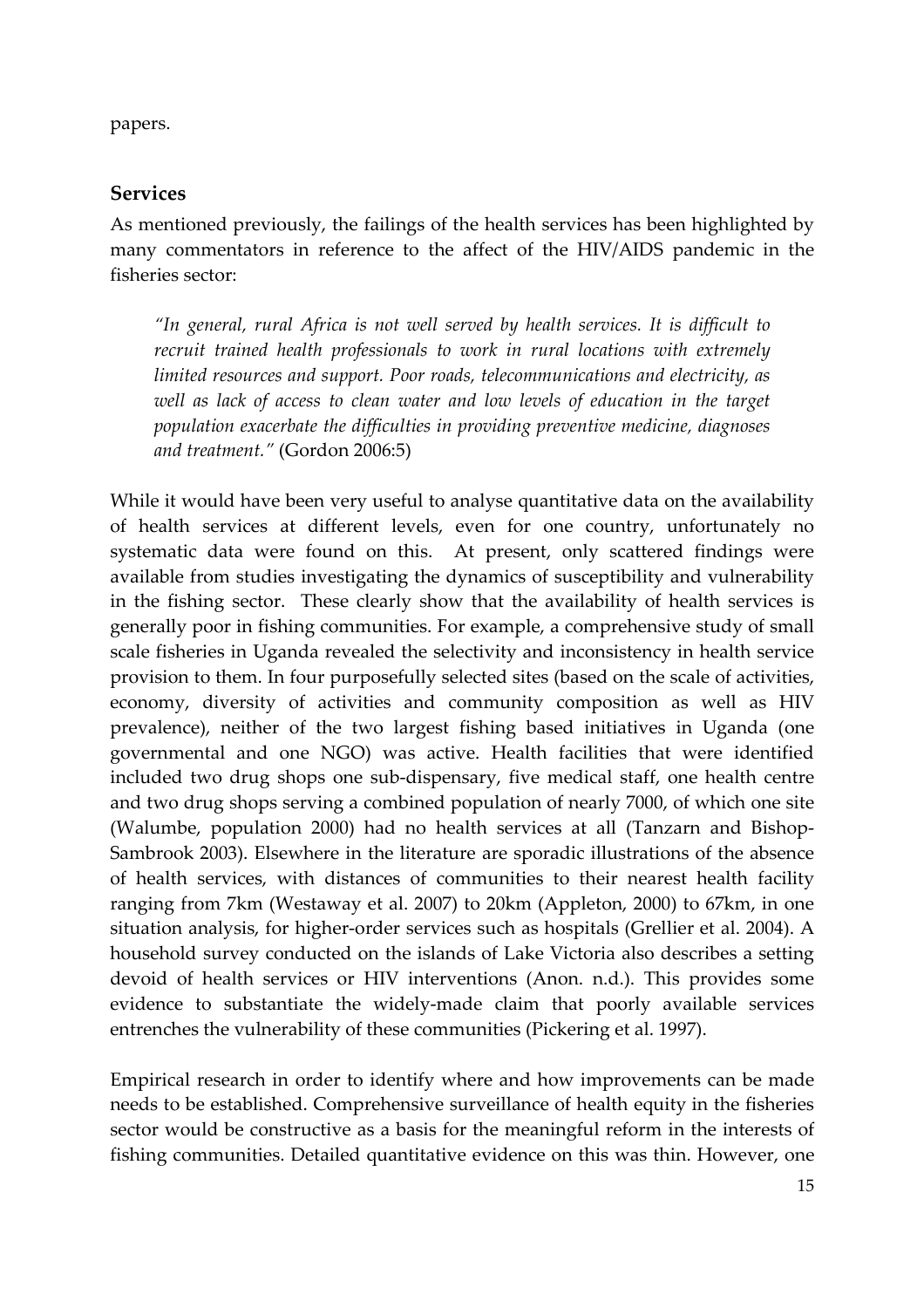papers.

## Services

As mentioned previously, the failings of the health services has been highlighted by many commentators in reference to the affect of the HIV/AIDS pandemic in the fisheries sector:

> *"In general, rural Africa is not well served by health services. It is difficult to recruit trained health professionals to work in rural locations with extremely limited resources and support. Poor roads, telecommunications and electricity, as well as lack of access to clean water and low levels of education in the target population exacerbate the difficulties in providing preventive medicine, diagnoses and treatment."* (Gordon 2006:5)

While it would have been very useful to analyse quantitative data on the availability of health services at different levels, even for one country, unfortunately no systematic data were found on this. At present, only scattered findings were available from studies investigating the dynamics of susceptibility and vulnerability in the fishing sector. These clearly show that the availability of health services is generally poor in fishing communities. For example, a comprehensive study of small scale fisheries in Uganda revealed the selectivity and inconsistency in health service provision to them. In four purposefully selected sites (based on the scale of activities, economy, diversity of activities and community composition as well as HIV prevalence), neither of the two largest fishing based initiatives in Uganda (one governmental and one NGO) was active. Health facilities that were identified included two drug shops one sub-dispensary, five medical staff, one health centre and two drug shops serving a combined population of nearly 7000, of which one site (Walumbe, population 2000) had no health services at all (Tanzarn and Bishop-Sambrook 2003). Elsewhere in the literature are sporadic illustrations of the absence of health services, with distances of communities to their nearest health facility ranging from 7km (Westaway et al. 2007) to 20km (Appleton, 2000) to 67km, in one situation analysis, for higher-order services such as hospitals (Grellier et al. 2004). A household survey conducted on the islands of Lake Victoria also describes a setting devoid of health services or HIV interventions (Anon. n.d.). This provides some evidence to substantiate the widely-made claim that poorly available services entrenches the vulnerability of these communities (Pickering et al. 1997).

Empirical research in order to identify where and how improvements can be made needs to be established. Comprehensive surveillance of health equity in the fisheries sector would be constructive as a basis for the meaningful reform in the interests of fishing communities. Detailed quantitative evidence on this was thin. However, one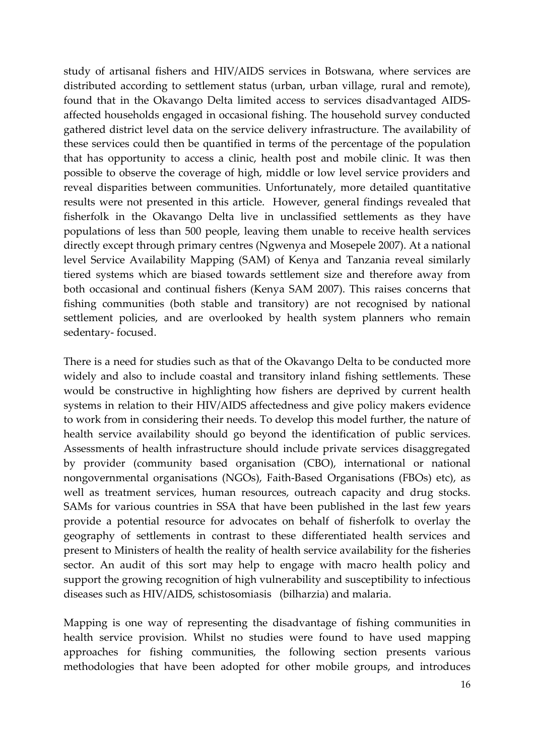study of artisanal fishers and HIV/AIDS services in Botswana, where services are distributed according to settlement status (urban, urban village, rural and remote), found that in the Okavango Delta limited access to services disadvantaged AIDS-affected households engaged in occasional fishing. The household survey conducted gathered district level data on the service delivery infrastructure. The availability of these services could then be quantified in terms of the percentage of the population that has opportunity to access a clinic, health post and mobile clinic. It was then possible to observe the coverage of high, middle or low level service providers and reveal disparities between communities. Unfortunately, more detailed quantitative results were not presented in this article. However, general findings revealed that fisherfolk in the Okavango Delta live in unclassified settlements as they have populations of less than 500 people, leaving them unable to receive health services directly except through primary centres (Ngwenya and Mosepele 2007). At a national level Service Availability Mapping (SAM) of Kenya and Tanzania reveal similarly tiered systems which are biased towards settlement size and therefore away from both occasional and continual fishers (Kenya SAM 2007). This raises concerns that fishing communities (both stable and transitory) are not recognised by national settlement policies, and are overlooked by health system planners who remain sedentary- focused.

There is a need for studies such as that of the Okavango Delta to be conducted more widely and also to include coastal and transitory inland fishing settlements. These would be constructive in highlighting how fishers are deprived by current health systems in relation to their HIV/AIDS affectedness and give policy makers evidence to work from in considering their needs. To develop this model further, the nature of health service availability should go beyond the identification of public services. Assessments of health infrastructure should include private services disaggregated by provider (community based organisation (CBO), international or national nongovernmental organisations (NGOs), Faith-Based Organisations (FBOs) etc), as well as treatment services, human resources, outreach capacity and drug stocks. SAMs for various countries in SSA that have been published in the last few years provide a potential resource for advocates on behalf of fisherfolk to overlay the geography of settlements in contrast to these differentiated health services and present to Ministers of health the reality of health service availability for the fisheries sector. An audit of this sort may help to engage with macro health policy and support the growing recognition of high vulnerability and susceptibility to infectious diseases such as HIV/AIDS, schistosomiasis (bilharzia) and malaria.

Mapping is one way of representing the disadvantage of fishing communities in health service provision. Whilst no studies were found to have used mapping approaches for fishing communities, the following section presents various methodologies that have been adopted for other mobile groups, and introduces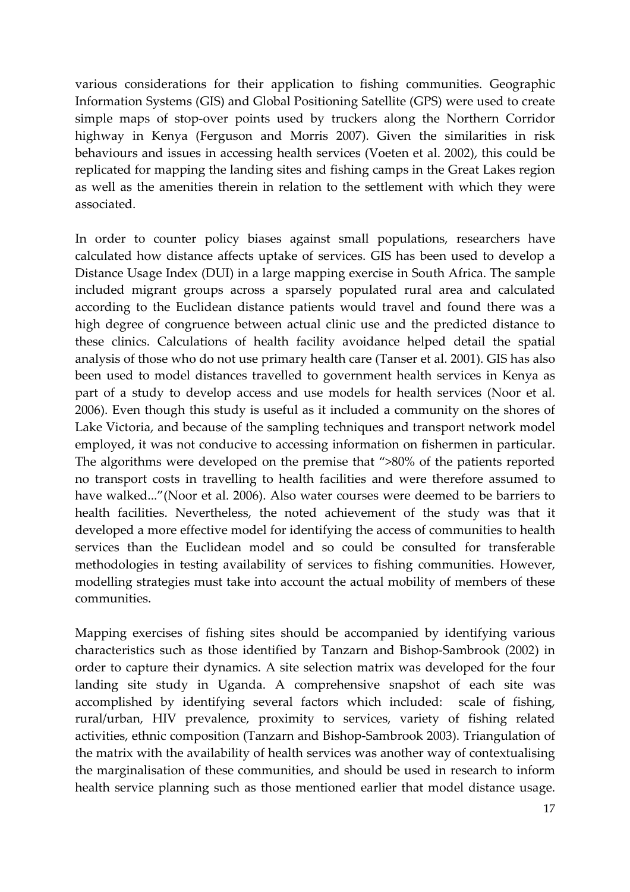various considerations for their application to fishing communities. Geographic Information Systems (GIS) and Global Positioning Satellite (GPS) were used to create simple maps of stop-over points used by truckers along the Northern Corridor highway in Kenya (Ferguson and Morris 2007). Given the similarities in risk behaviours and issues in accessing health services (Voeten et al. 2002), this could be replicated for mapping the landing sites and fishing camps in the Great Lakes region as well as the amenities therein in relation to the settlement with which they were associated.

In order to counter policy biases against small populations, researchers have calculated how distance affects uptake of services. GIS has been used to develop a Distance Usage Index (DUI) in a large mapping exercise in South Africa. The sample included migrant groups across a sparsely populated rural area and calculated according to the Euclidean distance patients would travel and found there was a high degree of congruence between actual clinic use and the predicted distance to these clinics. Calculations of health facility avoidance helped detail the spatial analysis of those who do not use primary health care (Tanser et al. 2001). GIS has also been used to model distances travelled to government health services in Kenya as part of a study to develop access and use models for health services (Noor et al. 2006). Even though this study is useful as it included a community on the shores of Lake Victoria, and because of the sampling techniques and transport network model employed, it was not conducive to accessing information on fishermen in particular. The algorithms were developed on the premise that ">80% of the patients reported no transport costs in travelling to health facilities and were therefore assumed to have walked..."(Noor et al. 2006). Also water courses were deemed to be barriers to health facilities. Nevertheless, the noted achievement of the study was that it developed a more effective model for identifying the access of communities to health services than the Euclidean model and so could be consulted for transferable methodologies in testing availability of services to fishing communities. However, modelling strategies must take into account the actual mobility of members of these communities.

Mapping exercises of fishing sites should be accompanied by identifying various characteristics such as those identified by Tanzarn and Bishop-Sambrook (2002) in order to capture their dynamics. A site selection matrix was developed for the four landing site study in Uganda. A comprehensive snapshot of each site was accomplished by identifying several factors which included: scale of fishing, rural/urban, HIV prevalence, proximity to services, variety of fishing related activities, ethnic composition (Tanzarn and Bishop-Sambrook 2003). Triangulation of the matrix with the availability of health services was another way of contextualising the marginalisation of these communities, and should be used in research to inform health service planning such as those mentioned earlier that model distance usage.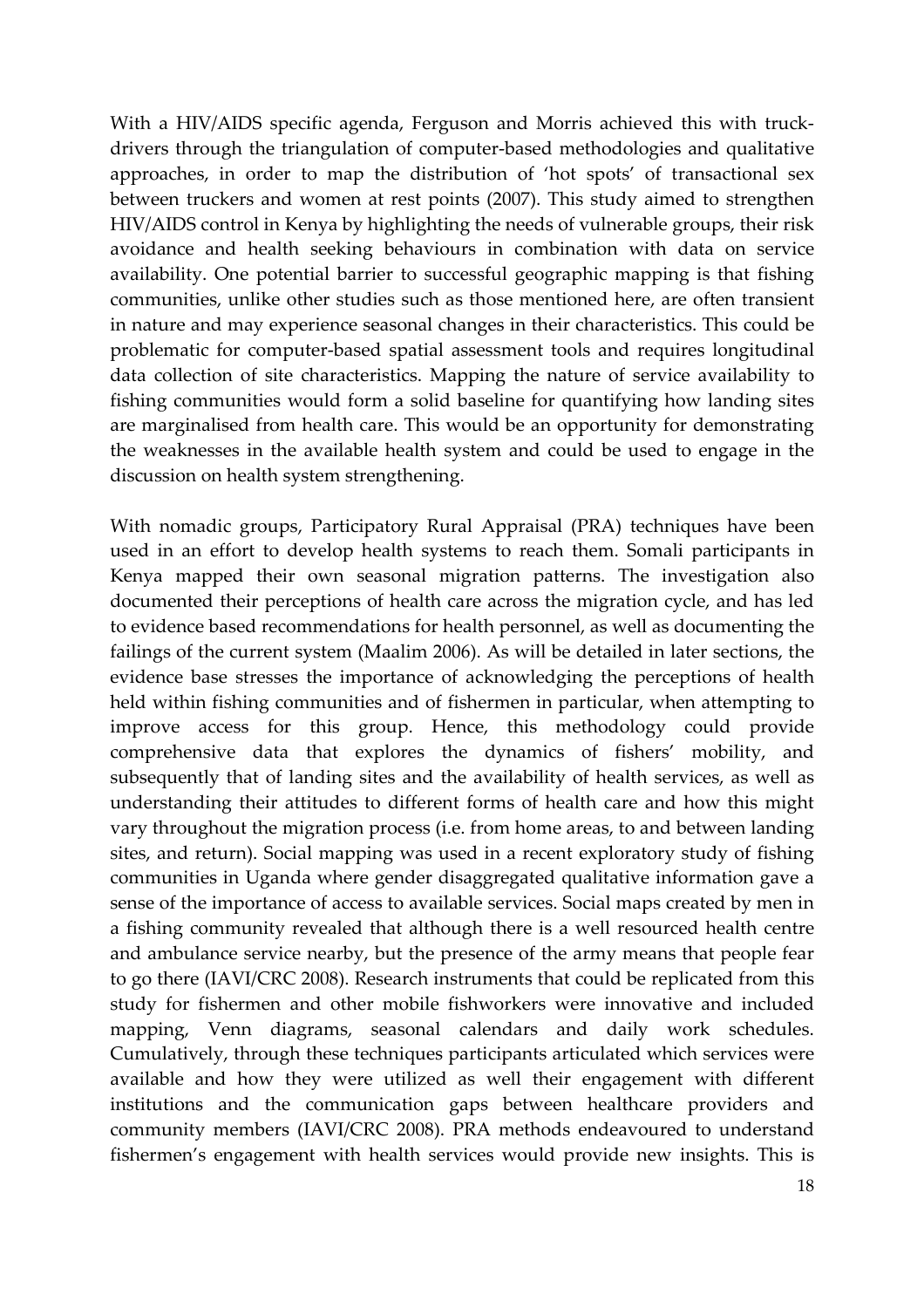With a HIV/AIDS specific agenda, Ferguson and Morris achieved this with truck-drivers through the triangulation of computer-based methodologies and qualitative approaches, in order to map the distribution of 'hot spots' of transactional sex between truckers and women at rest points (2007). This study aimed to strengthen HIV/AIDS control in Kenya by highlighting the needs of vulnerable groups, their risk avoidance and health seeking behaviours in combination with data on service availability. One potential barrier to successful geographic mapping is that fishing communities, unlike other studies such as those mentioned here, are often transient in nature and may experience seasonal changes in their characteristics. This could be problematic for computer-based spatial assessment tools and requires longitudinal data collection of site characteristics. Mapping the nature of service availability to fishing communities would form a solid baseline for quantifying how landing sites are marginalised from health care. This would be an opportunity for demonstrating the weaknesses in the available health system and could be used to engage in the discussion on health system strengthening.

With nomadic groups, Participatory Rural Appraisal (PRA) techniques have been used in an effort to develop health systems to reach them. Somali participants in Kenya mapped their own seasonal migration patterns. The investigation also documented their perceptions of health care across the migration cycle, and has led to evidence based recommendations for health personnel, as well as documenting the failings of the current system (Maalim 2006). As will be detailed in later sections, the evidence base stresses the importance of acknowledging the perceptions of health held within fishing communities and of fishermen in particular, when attempting to improve access for this group. Hence, this methodology could provide comprehensive data that explores the dynamics of fishers' mobility, and subsequently that of landing sites and the availability of health services, as well as understanding their attitudes to different forms of health care and how this might vary throughout the migration process (i.e. from home areas, to and between landing sites, and return). Social mapping was used in a recent exploratory study of fishing communities in Uganda where gender disaggregated qualitative information gave a sense of the importance of access to available services. Social maps created by men in a fishing community revealed that although there is a well resourced health centre and ambulance service nearby, but the presence of the army means that people fear to go there (IAVI/CRC 2008). Research instruments that could be replicated from this study for fishermen and other mobile fishworkers were innovative and included mapping, Venn diagrams, seasonal calendars and daily work schedules. Cumulatively, through these techniques participants articulated which services were available and how they were utilized as well their engagement with different institutions and the communication gaps between healthcare providers and community members (IAVI/CRC 2008). PRA methods endeavoured to understand fishermen's engagement with health services would provide new insights. This is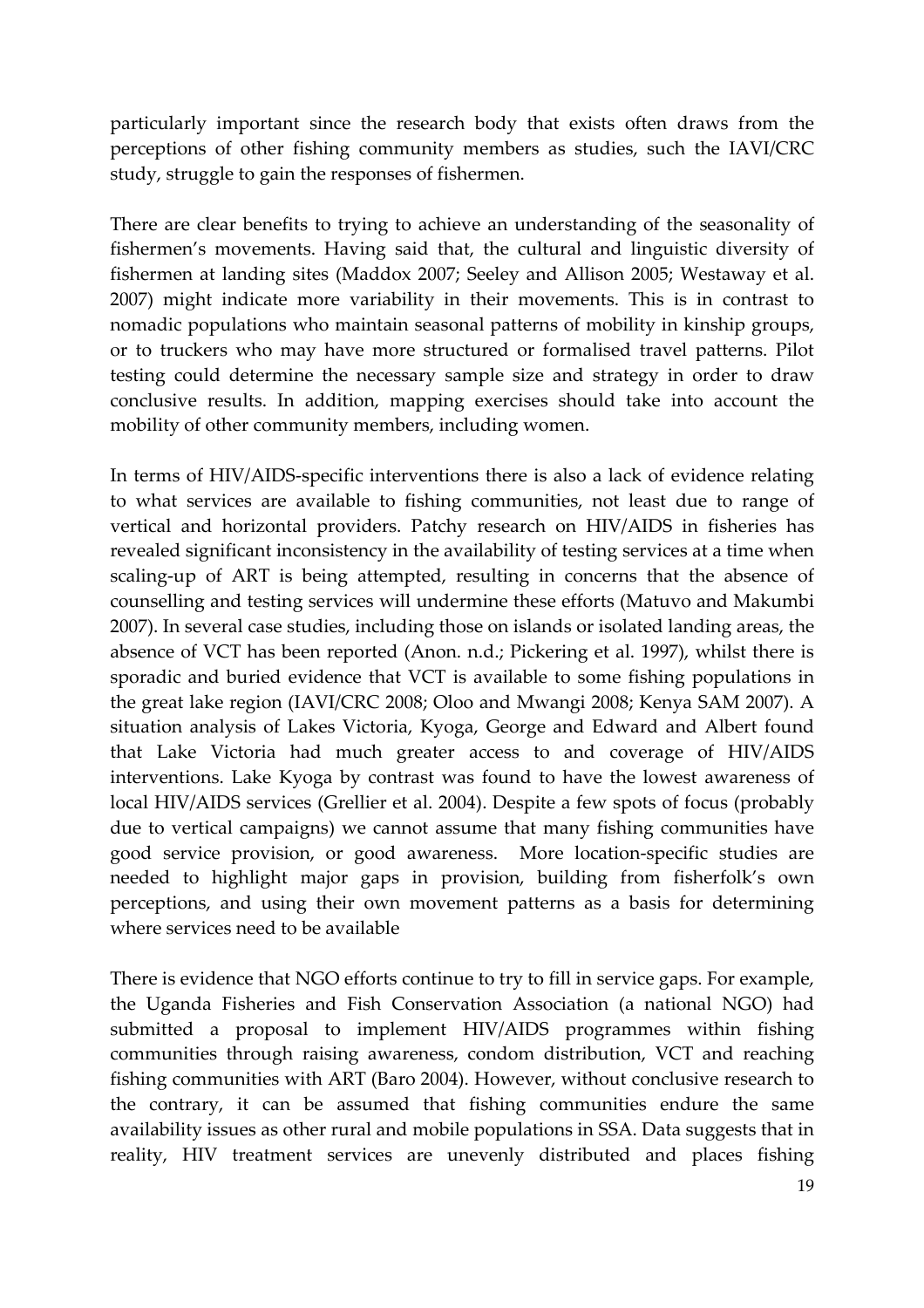particularly important since the research body that exists often draws from the perceptions of other fishing community members as studies, such the IAVI/CRC study, struggle to gain the responses of fishermen.

There are clear benefits to trying to achieve an understanding of the seasonality of fishermen's movements. Having said that, the cultural and linguistic diversity of fishermen at landing sites (Maddox 2007; Seeley and Allison 2005; Westaway et al. 2007) might indicate more variability in their movements. This is in contrast to nomadic populations who maintain seasonal patterns of mobility in kinship groups, or to truckers who may have more structured or formalised travel patterns. Pilot testing could determine the necessary sample size and strategy in order to draw conclusive results. In addition, mapping exercises should take into account the mobility of other community members, including women.

In terms of HIV/AIDS-specific interventions there is also a lack of evidence relating to what services are available to fishing communities, not least due to range of vertical and horizontal providers. Patchy research on HIV/AIDS in fisheries has revealed significant inconsistency in the availability of testing services at a time when scaling-up of ART is being attempted, resulting in concerns that the absence of counselling and testing services will undermine these efforts (Matuvo and Makumbi 2007). In several case studies, including those on islands or isolated landing areas, the absence of VCT has been reported (Anon. n.d.; Pickering et al. 1997), whilst there is sporadic and buried evidence that VCT is available to some fishing populations in the great lake region (IAVI/CRC 2008; Oloo and Mwangi 2008; Kenya SAM 2007). A situation analysis of Lakes Victoria, Kyoga, George and Edward and Albert found that Lake Victoria had much greater access to and coverage of HIV/AIDS interventions. Lake Kyoga by contrast was found to have the lowest awareness of local HIV/AIDS services (Grellier et al. 2004). Despite a few spots of focus (probably due to vertical campaigns) we cannot assume that many fishing communities have good service provision, or good awareness. More location-specific studies are needed to highlight major gaps in provision, building from fisherfolk's own perceptions, and using their own movement patterns as a basis for determining where services need to be available

There is evidence that NGO efforts continue to try to fill in service gaps. For example, the Uganda Fisheries and Fish Conservation Association (a national NGO) had submitted a proposal to implement HIV/AIDS programmes within fishing communities through raising awareness, condom distribution, VCT and reaching fishing communities with ART (Baro 2004). However, without conclusive research to the contrary, it can be assumed that fishing communities endure the same availability issues as other rural and mobile populations in SSA. Data suggests that in reality, HIV treatment services are unevenly distributed and places fishing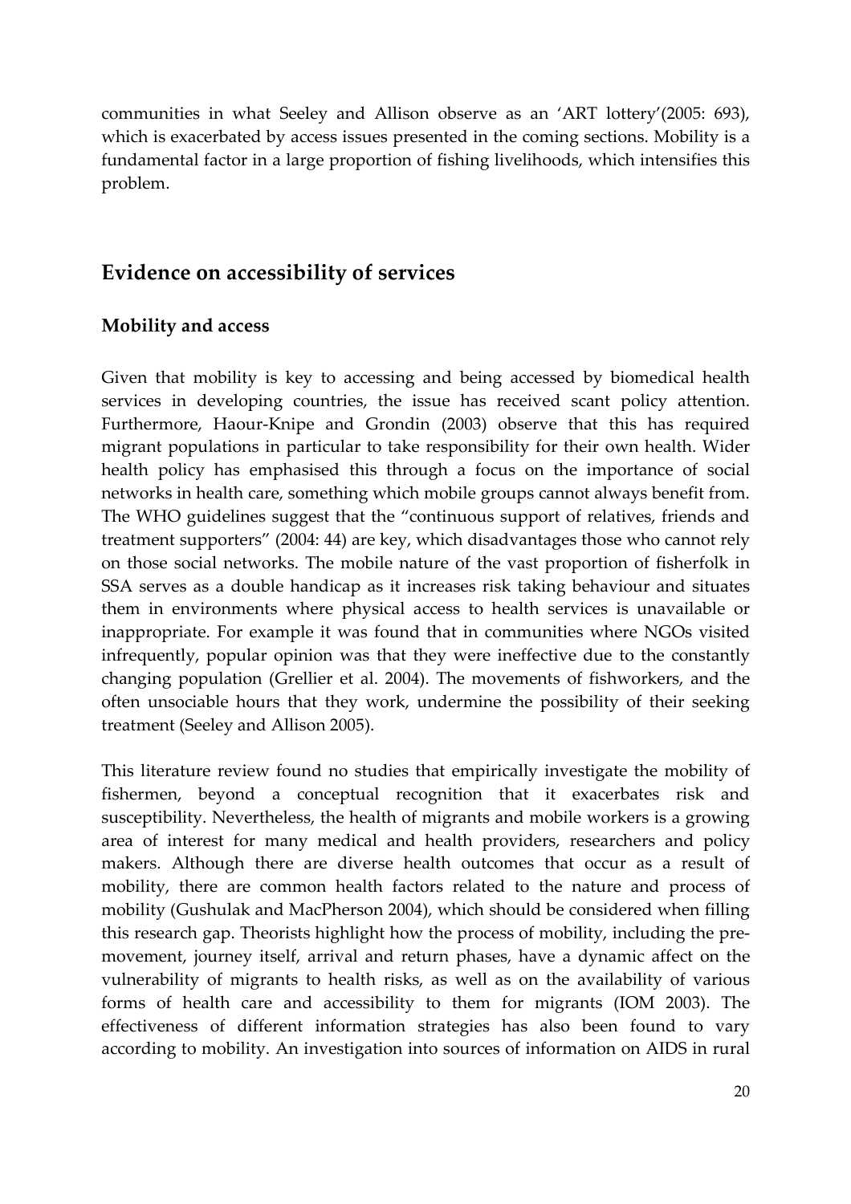communities in what Seeley and Allison observe as an 'ART lottery'(2005: 693), which is exacerbated by access issues presented in the coming sections. Mobility is a fundamental factor in a large proportion of fishing livelihoods, which intensifies this problem.

## Evidence on accessibility of services

### Mobility and access

Given that mobility is key to accessing and being accessed by biomedical health services in developing countries, the issue has received scant policy attention. Furthermore, Haour-Knipe and Grondin (2003) observe that this has required migrant populations in particular to take responsibility for their own health. Wider health policy has emphasised this through a focus on the importance of social networks in health care, something which mobile groups cannot always benefit from. The WHO guidelines suggest that the "continuous support of relatives, friends and treatment supporters" (2004: 44) are key, which disadvantages those who cannot rely on those social networks. The mobile nature of the vast proportion of fisherfolk in SSA serves as a double handicap as it increases risk taking behaviour and situates them in environments where physical access to health services is unavailable or inappropriate. For example it was found that in communities where NGOs visited infrequently, popular opinion was that they were ineffective due to the constantly changing population (Grellier et al. 2004). The movements of fishworkers, and the often unsociable hours that they work, undermine the possibility of their seeking treatment (Seeley and Allison 2005).

This literature review found no studies that empirically investigate the mobility of fishermen, beyond a conceptual recognition that it exacerbates risk and susceptibility. Nevertheless, the health of migrants and mobile workers is a growing area of interest for many medical and health providers, researchers and policy makers. Although there are diverse health outcomes that occur as a result of mobility, there are common health factors related to the nature and process of mobility (Gushulak and MacPherson 2004), which should be considered when filling this research gap. Theorists highlight how the process of mobility, including the pre-movement, journey itself, arrival and return phases, have a dynamic affect on the vulnerability of migrants to health risks, as well as on the availability of various forms of health care and accessibility to them for migrants (IOM 2003). The effectiveness of different information strategies has also been found to vary according to mobility. An investigation into sources of information on AIDS in rural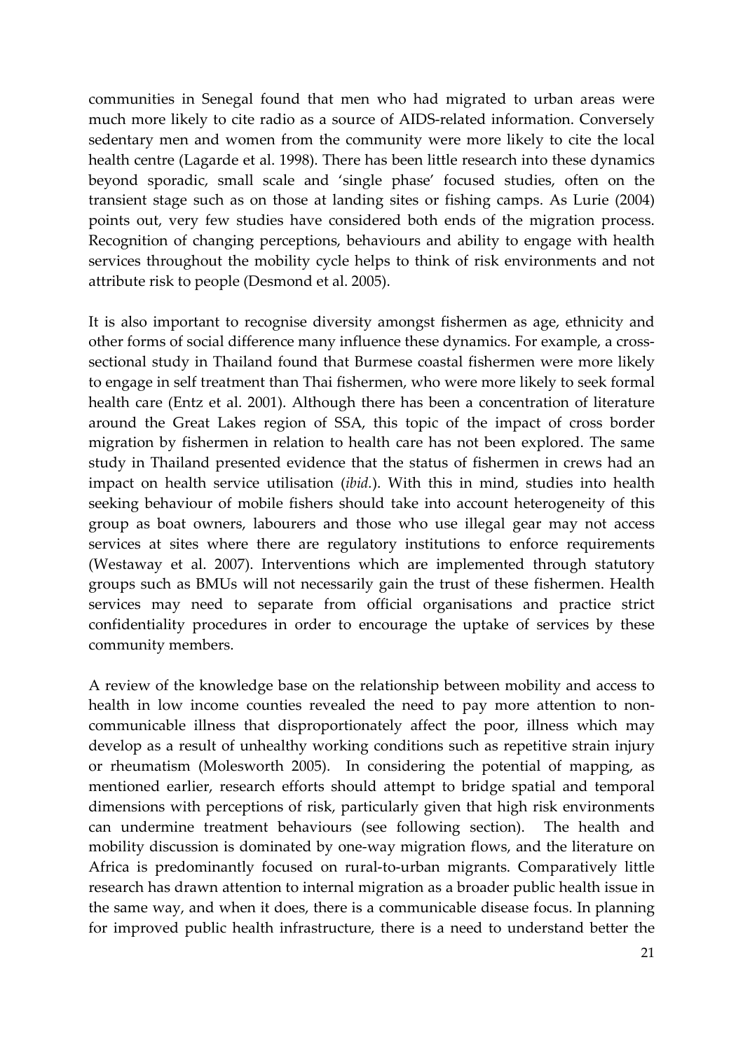communities in Senegal found that men who had migrated to urban areas were much more likely to cite radio as a source of AIDS-related information. Conversely sedentary men and women from the community were more likely to cite the local health centre (Lagarde et al. 1998). There has been little research into these dynamics beyond sporadic, small scale and 'single phase' focused studies, often on the transient stage such as on those at landing sites or fishing camps. As Lurie (2004) points out, very few studies have considered both ends of the migration process. Recognition of changing perceptions, behaviours and ability to engage with health services throughout the mobility cycle helps to think of risk environments and not attribute risk to people (Desmond et al. 2005).

It is also important to recognise diversity amongst fishermen as age, ethnicity and other forms of social difference many influence these dynamics. For example, a cross-sectional study in Thailand found that Burmese coastal fishermen were more likely to engage in self treatment than Thai fishermen, who were more likely to seek formal health care (Entz et al. 2001). Although there has been a concentration of literature around the Great Lakes region of SSA, this topic of the impact of cross border migration by fishermen in relation to health care has not been explored. The same study in Thailand presented evidence that the status of fishermen in crews had an impact on health service utilisation (*ibid.*). With this in mind, studies into health seeking behaviour of mobile fishers should take into account heterogeneity of this group as boat owners, labourers and those who use illegal gear may not access services at sites where there are regulatory institutions to enforce requirements (Westaway et al. 2007). Interventions which are implemented through statutory groups such as BMUs will not necessarily gain the trust of these fishermen. Health services may need to separate from official organisations and practice strict confidentiality procedures in order to encourage the uptake of services by these community members.

A review of the knowledge base on the relationship between mobility and access to health in low income counties revealed the need to pay more attention to non-communicable illness that disproportionately affect the poor, illness which may develop as a result of unhealthy working conditions such as repetitive strain injury or rheumatism (Molesworth 2005). In considering the potential of mapping, as mentioned earlier, research efforts should attempt to bridge spatial and temporal dimensions with perceptions of risk, particularly given that high risk environments can undermine treatment behaviours (see following section). The health and mobility discussion is dominated by one-way migration flows, and the literature on Africa is predominantly focused on rural-to-urban migrants. Comparatively little research has drawn attention to internal migration as a broader public health issue in the same way, and when it does, there is a communicable disease focus. In planning for improved public health infrastructure, there is a need to understand better the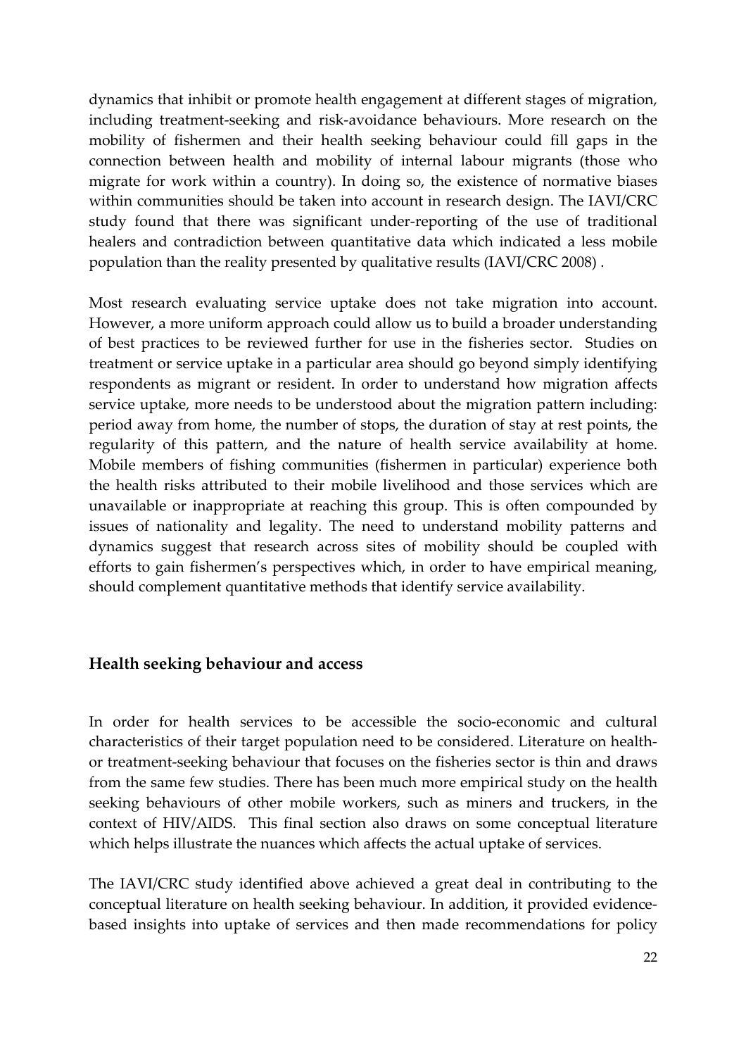dynamics that inhibit or promote health engagement at different stages of migration, including treatment-seeking and risk-avoidance behaviours. More research on the mobility of fishermen and their health seeking behaviour could fill gaps in the connection between health and mobility of internal labour migrants (those who migrate for work within a country). In doing so, the existence of normative biases within communities should be taken into account in research design. The IAVI/CRC study found that there was significant under-reporting of the use of traditional healers and contradiction between quantitative data which indicated a less mobile population than the reality presented by qualitative results (IAVI/CRC 2008) .

Most research evaluating service uptake does not take migration into account. However, a more uniform approach could allow us to build a broader understanding of best practices to be reviewed further for use in the fisheries sector. Studies on treatment or service uptake in a particular area should go beyond simply identifying respondents as migrant or resident. In order to understand how migration affects service uptake, more needs to be understood about the migration pattern including: period away from home, the number of stops, the duration of stay at rest points, the regularity of this pattern, and the nature of health service availability at home. Mobile members of fishing communities (fishermen in particular) experience both the health risks attributed to their mobile livelihood and those services which are unavailable or inappropriate at reaching this group. This is often compounded by issues of nationality and legality. The need to understand mobility patterns and dynamics suggest that research across sites of mobility should be coupled with efforts to gain fishermen's perspectives which, in order to have empirical meaning, should complement quantitative methods that identify service availability.

## Health seeking behaviour and access

In order for health services to be accessible the socio-economic and cultural characteristics of their target population need to be considered. Literature on health- or treatment-seeking behaviour that focuses on the fisheries sector is thin and draws from the same few studies. There has been much more empirical study on the health seeking behaviours of other mobile workers, such as miners and truckers, in the context of HIV/AIDS. This final section also draws on some conceptual literature which helps illustrate the nuances which affects the actual uptake of services.

The IAVI/CRC study identified above achieved a great deal in contributing to the conceptual literature on health seeking behaviour. In addition, it provided evidence-based insights into uptake of services and then made recommendations for policy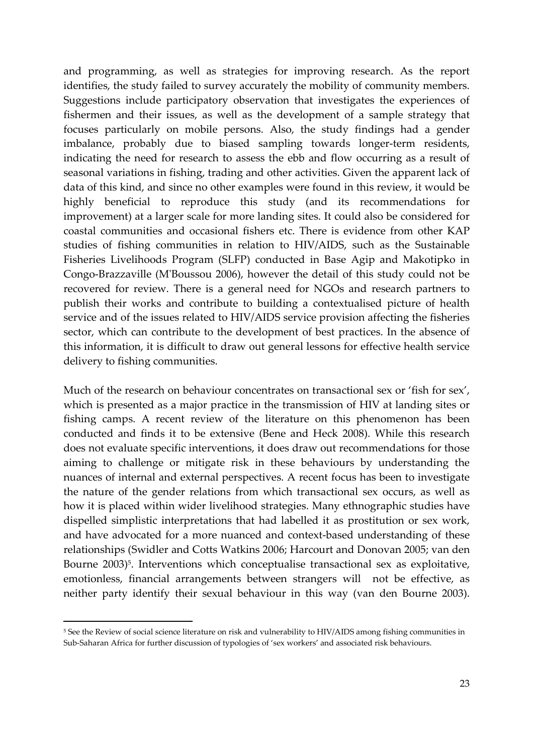and programming, as well as strategies for improving research. As the report identifies, the study failed to survey accurately the mobility of community members. Suggestions include participatory observation that investigates the experiences of fishermen and their issues, as well as the development of a sample strategy that focuses particularly on mobile persons. Also, the study findings had a gender imbalance, probably due to biased sampling towards longer-term residents, indicating the need for research to assess the ebb and flow occurring as a result of seasonal variations in fishing, trading and other activities. Given the apparent lack of data of this kind, and since no other examples were found in this review, it would be highly beneficial to reproduce this study (and its recommendations for improvement) at a larger scale for more landing sites. It could also be considered for coastal communities and occasional fishers etc. There is evidence from other KAP studies of fishing communities in relation to HIV/AIDS, such as the Sustainable Fisheries Livelihoods Program (SLFP) conducted in Base Agip and Makotipko in Congo-Brazzaville (M'Boussou 2006), however the detail of this study could not be recovered for review. There is a general need for NGOs and research partners to publish their works and contribute to building a contextualised picture of health service and of the issues related to HIV/AIDS service provision affecting the fisheries sector, which can contribute to the development of best practices. In the absence of this information, it is difficult to draw out general lessons for effective health service delivery to fishing communities.

Much of the research on behaviour concentrates on transactional sex or 'fish for sex', which is presented as a major practice in the transmission of HIV at landing sites or fishing camps. A recent review of the literature on this phenomenon has been conducted and finds it to be extensive (Bene and Heck 2008). While this research does not evaluate specific interventions, it does draw out recommendations for those aiming to challenge or mitigate risk in these behaviours by understanding the nuances of internal and external perspectives. A recent focus has been to investigate the nature of the gender relations from which transactional sex occurs, as well as how it is placed within wider livelihood strategies. Many ethnographic studies have dispelled simplistic interpretations that had labelled it as prostitution or sex work, and have advocated for a more nuanced and context-based understanding of these relationships (Swidler and Cotts Watkins 2006; Harcourt and Donovan 2005; van den Bourne 2003)[5]. Interventions which conceptualise transactional sex as exploitative, emotionless, financial arrangements between strangers will not be effective, as neither party identify their sexual behaviour in this way (van den Bourne 2003).

[5] See the Review of social science literature on risk and vulnerability to HIV/AIDS among fishing communities in Sub-Saharan Africa for further discussion of typologies of 'sex workers' and associated risk behaviours.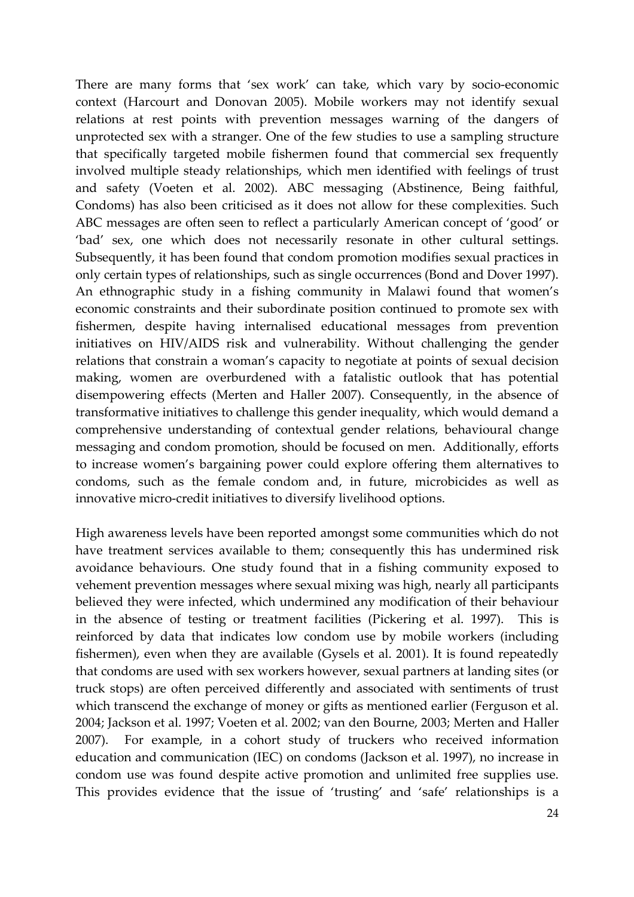There are many forms that 'sex work' can take, which vary by socio-economic context (Harcourt and Donovan 2005). Mobile workers may not identify sexual relations at rest points with prevention messages warning of the dangers of unprotected sex with a stranger. One of the few studies to use a sampling structure that specifically targeted mobile fishermen found that commercial sex frequently involved multiple steady relationships, which men identified with feelings of trust and safety (Voeten et al. 2002). ABC messaging (Abstinence, Being faithful, Condoms) has also been criticised as it does not allow for these complexities. Such ABC messages are often seen to reflect a particularly American concept of 'good' or 'bad' sex, one which does not necessarily resonate in other cultural settings. Subsequently, it has been found that condom promotion modifies sexual practices in only certain types of relationships, such as single occurrences (Bond and Dover 1997). An ethnographic study in a fishing community in Malawi found that women's economic constraints and their subordinate position continued to promote sex with fishermen, despite having internalised educational messages from prevention initiatives on HIV/AIDS risk and vulnerability. Without challenging the gender relations that constrain a woman's capacity to negotiate at points of sexual decision making, women are overburdened with a fatalistic outlook that has potential disempowering effects (Merten and Haller 2007). Consequently, in the absence of transformative initiatives to challenge this gender inequality, which would demand a comprehensive understanding of contextual gender relations, behavioural change messaging and condom promotion, should be focused on men. Additionally, efforts to increase women's bargaining power could explore offering them alternatives to condoms, such as the female condom and, in future, microbicides as well as innovative micro-credit initiatives to diversify livelihood options.

High awareness levels have been reported amongst some communities which do not have treatment services available to them; consequently this has undermined risk avoidance behaviours. One study found that in a fishing community exposed to vehement prevention messages where sexual mixing was high, nearly all participants believed they were infected, which undermined any modification of their behaviour in the absence of testing or treatment facilities (Pickering et al. 1997). This is reinforced by data that indicates low condom use by mobile workers (including fishermen), even when they are available (Gysels et al. 2001). It is found repeatedly that condoms are used with sex workers however, sexual partners at landing sites (or truck stops) are often perceived differently and associated with sentiments of trust which transcend the exchange of money or gifts as mentioned earlier (Ferguson et al. 2004; Jackson et al. 1997; Voeten et al. 2002; van den Bourne, 2003; Merten and Haller 2007). For example, in a cohort study of truckers who received information education and communication (IEC) on condoms (Jackson et al. 1997), no increase in condom use was found despite active promotion and unlimited free supplies use. This provides evidence that the issue of 'trusting' and 'safe' relationships is a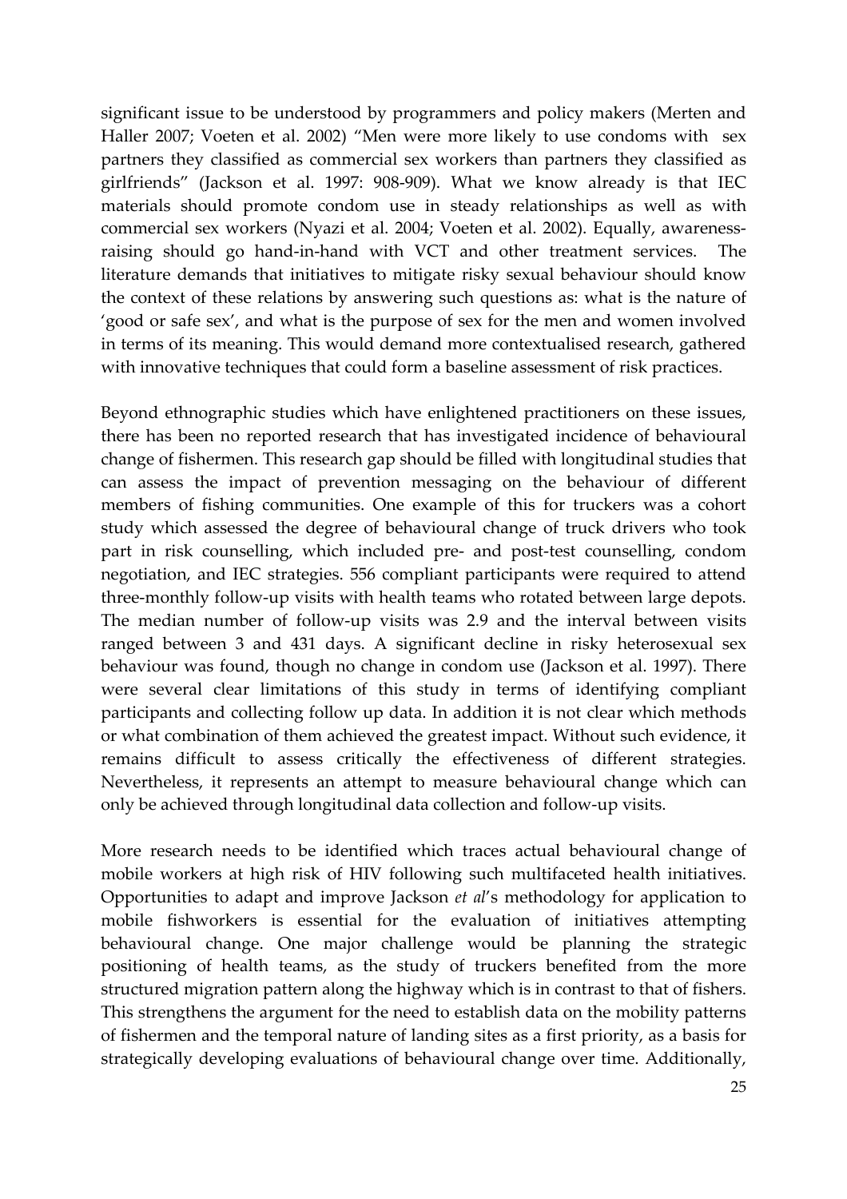significant issue to be understood by programmers and policy makers (Merten and Haller 2007; Voeten et al. 2002) "Men were more likely to use condoms with sex partners they classified as commercial sex workers than partners they classified as girlfriends" (Jackson et al. 1997: 908-909). What we know already is that IEC materials should promote condom use in steady relationships as well as with commercial sex workers (Nyazi et al. 2004; Voeten et al. 2002). Equally, awareness-raising should go hand-in-hand with VCT and other treatment services. The literature demands that initiatives to mitigate risky sexual behaviour should know the context of these relations by answering such questions as: what is the nature of 'good or safe sex', and what is the purpose of sex for the men and women involved in terms of its meaning. This would demand more contextualised research, gathered with innovative techniques that could form a baseline assessment of risk practices.

Beyond ethnographic studies which have enlightened practitioners on these issues, there has been no reported research that has investigated incidence of behavioural change of fishermen. This research gap should be filled with longitudinal studies that can assess the impact of prevention messaging on the behaviour of different members of fishing communities. One example of this for truckers was a cohort study which assessed the degree of behavioural change of truck drivers who took part in risk counselling, which included pre- and post-test counselling, condom negotiation, and IEC strategies. 556 compliant participants were required to attend three-monthly follow-up visits with health teams who rotated between large depots. The median number of follow-up visits was 2.9 and the interval between visits ranged between 3 and 431 days. A significant decline in risky heterosexual sex behaviour was found, though no change in condom use (Jackson et al. 1997). There were several clear limitations of this study in terms of identifying compliant participants and collecting follow up data. In addition it is not clear which methods or what combination of them achieved the greatest impact. Without such evidence, it remains difficult to assess critically the effectiveness of different strategies. Nevertheless, it represents an attempt to measure behavioural change which can only be achieved through longitudinal data collection and follow-up visits.

More research needs to be identified which traces actual behavioural change of mobile workers at high risk of HIV following such multifaceted health initiatives. Opportunities to adapt and improve Jackson *et al*'s methodology for application to mobile fishworkers is essential for the evaluation of initiatives attempting behavioural change. One major challenge would be planning the strategic positioning of health teams, as the study of truckers benefited from the more structured migration pattern along the highway which is in contrast to that of fishers. This strengthens the argument for the need to establish data on the mobility patterns of fishermen and the temporal nature of landing sites as a first priority, as a basis for strategically developing evaluations of behavioural change over time. Additionally,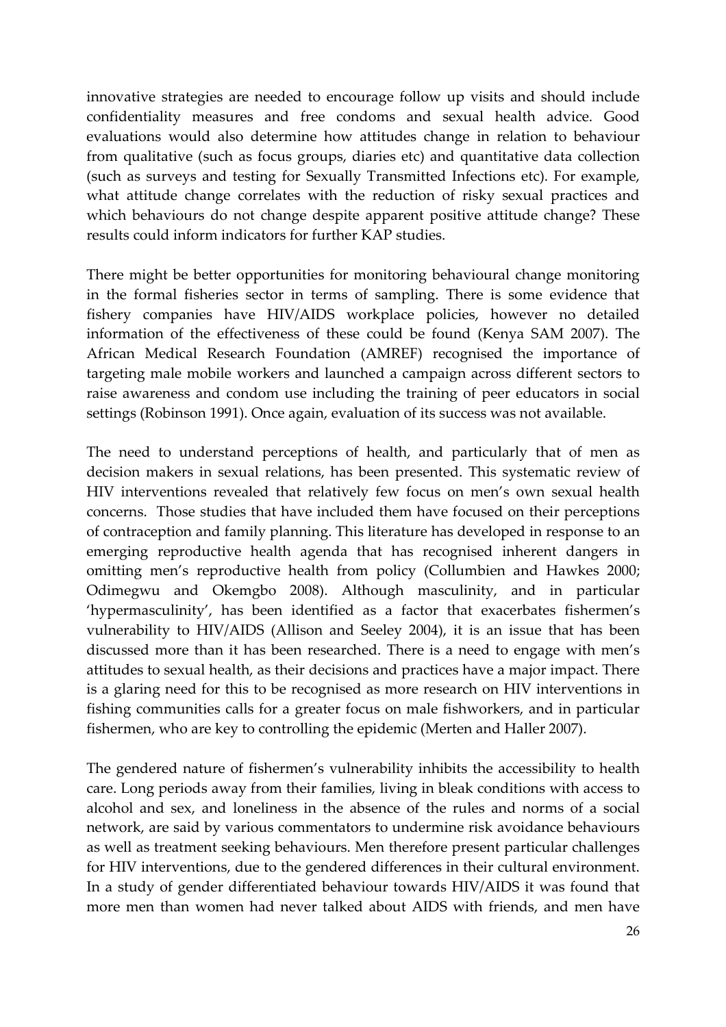innovative strategies are needed to encourage follow up visits and should include confidentiality measures and free condoms and sexual health advice. Good evaluations would also determine how attitudes change in relation to behaviour from qualitative (such as focus groups, diaries etc) and quantitative data collection (such as surveys and testing for Sexually Transmitted Infections etc). For example, what attitude change correlates with the reduction of risky sexual practices and which behaviours do not change despite apparent positive attitude change? These results could inform indicators for further KAP studies.

There might be better opportunities for monitoring behavioural change monitoring in the formal fisheries sector in terms of sampling. There is some evidence that fishery companies have HIV/AIDS workplace policies, however no detailed information of the effectiveness of these could be found (Kenya SAM 2007). The African Medical Research Foundation (AMREF) recognised the importance of targeting male mobile workers and launched a campaign across different sectors to raise awareness and condom use including the training of peer educators in social settings (Robinson 1991). Once again, evaluation of its success was not available.

The need to understand perceptions of health, and particularly that of men as decision makers in sexual relations, has been presented. This systematic review of HIV interventions revealed that relatively few focus on men's own sexual health concerns. Those studies that have included them have focused on their perceptions of contraception and family planning. This literature has developed in response to an emerging reproductive health agenda that has recognised inherent dangers in omitting men's reproductive health from policy (Collumbien and Hawkes 2000; Odimegwu and Okemgbo 2008). Although masculinity, and in particular 'hypermasculinity', has been identified as a factor that exacerbates fishermen's vulnerability to HIV/AIDS (Allison and Seeley 2004), it is an issue that has been discussed more than it has been researched. There is a need to engage with men's attitudes to sexual health, as their decisions and practices have a major impact. There is a glaring need for this to be recognised as more research on HIV interventions in fishing communities calls for a greater focus on male fishworkers, and in particular fishermen, who are key to controlling the epidemic (Merten and Haller 2007).

The gendered nature of fishermen's vulnerability inhibits the accessibility to health care. Long periods away from their families, living in bleak conditions with access to alcohol and sex, and loneliness in the absence of the rules and norms of a social network, are said by various commentators to undermine risk avoidance behaviours as well as treatment seeking behaviours. Men therefore present particular challenges for HIV interventions, due to the gendered differences in their cultural environment. In a study of gender differentiated behaviour towards HIV/AIDS it was found that more men than women had never talked about AIDS with friends, and men have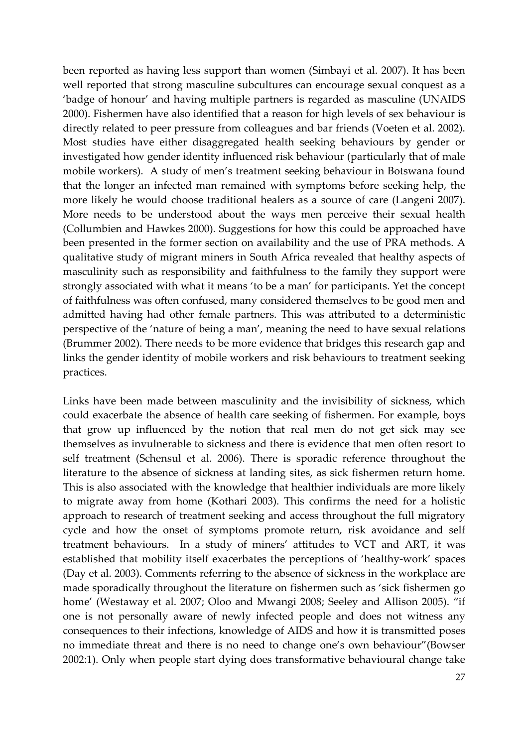been reported as having less support than women (Simbayi et al. 2007). It has been well reported that strong masculine subcultures can encourage sexual conquest as a 'badge of honour' and having multiple partners is regarded as masculine (UNAIDS 2000). Fishermen have also identified that a reason for high levels of sex behaviour is directly related to peer pressure from colleagues and bar friends (Voeten et al. 2002). Most studies have either disaggregated health seeking behaviours by gender or investigated how gender identity influenced risk behaviour (particularly that of male mobile workers). A study of men's treatment seeking behaviour in Botswana found that the longer an infected man remained with symptoms before seeking help, the more likely he would choose traditional healers as a source of care (Langeni 2007). More needs to be understood about the ways men perceive their sexual health (Collumbien and Hawkes 2000). Suggestions for how this could be approached have been presented in the former section on availability and the use of PRA methods. A qualitative study of migrant miners in South Africa revealed that healthy aspects of masculinity such as responsibility and faithfulness to the family they support were strongly associated with what it means 'to be a man' for participants. Yet the concept of faithfulness was often confused, many considered themselves to be good men and admitted having had other female partners. This was attributed to a deterministic perspective of the 'nature of being a man', meaning the need to have sexual relations (Brummer 2002). There needs to be more evidence that bridges this research gap and links the gender identity of mobile workers and risk behaviours to treatment seeking practices.

Links have been made between masculinity and the invisibility of sickness, which could exacerbate the absence of health care seeking of fishermen. For example, boys that grow up influenced by the notion that real men do not get sick may see themselves as invulnerable to sickness and there is evidence that men often resort to self treatment (Schensul et al. 2006). There is sporadic reference throughout the literature to the absence of sickness at landing sites, as sick fishermen return home. This is also associated with the knowledge that healthier individuals are more likely to migrate away from home (Kothari 2003). This confirms the need for a holistic approach to research of treatment seeking and access throughout the full migratory cycle and how the onset of symptoms promote return, risk avoidance and self treatment behaviours. In a study of miners' attitudes to VCT and ART, it was established that mobility itself exacerbates the perceptions of 'healthy-work' spaces (Day et al. 2003). Comments referring to the absence of sickness in the workplace are made sporadically throughout the literature on fishermen such as 'sick fishermen go home' (Westaway et al. 2007; Oloo and Mwangi 2008; Seeley and Allison 2005). "if one is not personally aware of newly infected people and does not witness any consequences to their infections, knowledge of AIDS and how it is transmitted poses no immediate threat and there is no need to change one's own behaviour"(Bowser 2002:1). Only when people start dying does transformative behavioural change take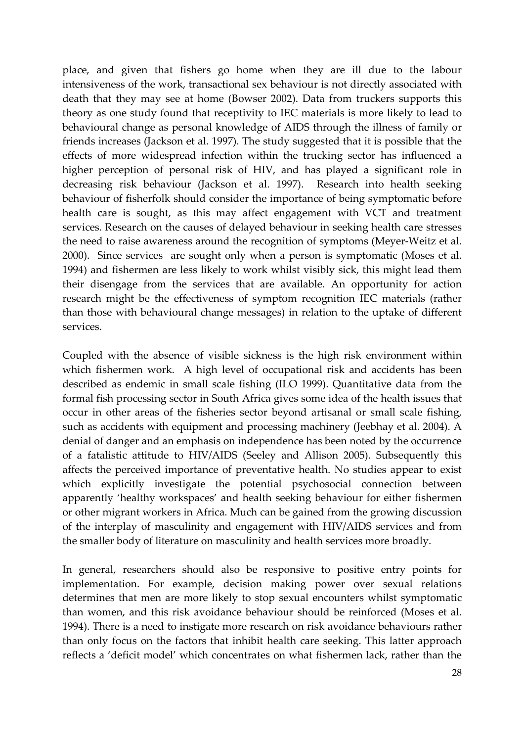place, and given that fishers go home when they are ill due to the labour intensiveness of the work, transactional sex behaviour is not directly associated with death that they may see at home (Bowser 2002). Data from truckers supports this theory as one study found that receptivity to IEC materials is more likely to lead to behavioural change as personal knowledge of AIDS through the illness of family or friends increases (Jackson et al. 1997). The study suggested that it is possible that the effects of more widespread infection within the trucking sector has influenced a higher perception of personal risk of HIV, and has played a significant role in decreasing risk behaviour (Jackson et al. 1997). Research into health seeking behaviour of fisherfolk should consider the importance of being symptomatic before health care is sought, as this may affect engagement with VCT and treatment services. Research on the causes of delayed behaviour in seeking health care stresses the need to raise awareness around the recognition of symptoms (Meyer-Weitz et al. 2000). Since services are sought only when a person is symptomatic (Moses et al. 1994) and fishermen are less likely to work whilst visibly sick, this might lead them their disengage from the services that are available. An opportunity for action research might be the effectiveness of symptom recognition IEC materials (rather than those with behavioural change messages) in relation to the uptake of different services.

Coupled with the absence of visible sickness is the high risk environment within which fishermen work. A high level of occupational risk and accidents has been described as endemic in small scale fishing (ILO 1999). Quantitative data from the formal fish processing sector in South Africa gives some idea of the health issues that occur in other areas of the fisheries sector beyond artisanal or small scale fishing, such as accidents with equipment and processing machinery (Jeebhay et al. 2004). A denial of danger and an emphasis on independence has been noted by the occurrence of a fatalistic attitude to HIV/AIDS (Seeley and Allison 2005). Subsequently this affects the perceived importance of preventative health. No studies appear to exist which explicitly investigate the potential psychosocial connection between apparently 'healthy workspaces' and health seeking behaviour for either fishermen or other migrant workers in Africa. Much can be gained from the growing discussion of the interplay of masculinity and engagement with HIV/AIDS services and from the smaller body of literature on masculinity and health services more broadly.

In general, researchers should also be responsive to positive entry points for implementation. For example, decision making power over sexual relations determines that men are more likely to stop sexual encounters whilst symptomatic than women, and this risk avoidance behaviour should be reinforced (Moses et al. 1994). There is a need to instigate more research on risk avoidance behaviours rather than only focus on the factors that inhibit health care seeking. This latter approach reflects a 'deficit model' which concentrates on what fishermen lack, rather than the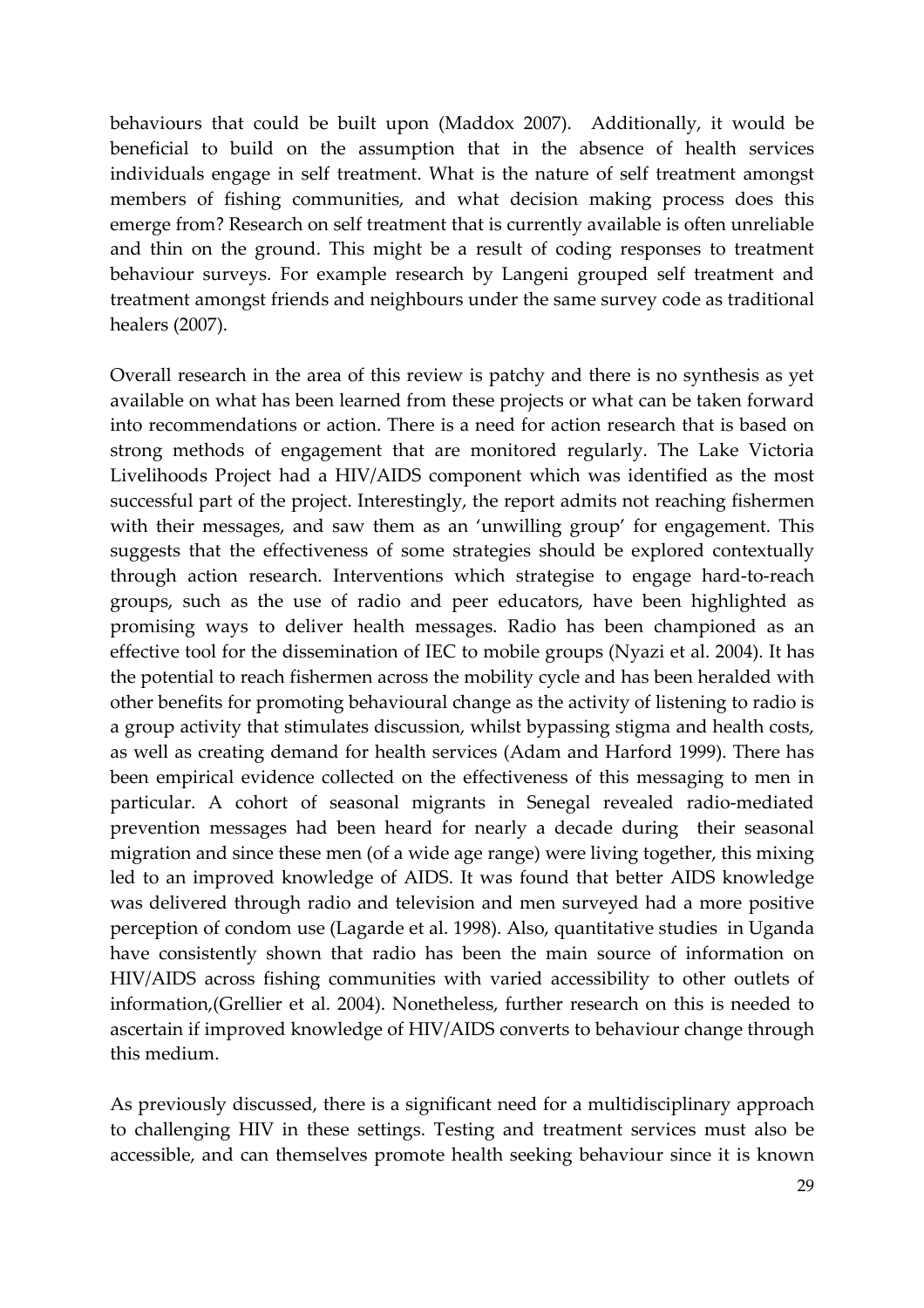behaviours that could be built upon (Maddox 2007). Additionally, it would be beneficial to build on the assumption that in the absence of health services individuals engage in self treatment. What is the nature of self treatment amongst members of fishing communities, and what decision making process does this emerge from? Research on self treatment that is currently available is often unreliable and thin on the ground. This might be a result of coding responses to treatment behaviour surveys. For example research by Langeni grouped self treatment and treatment amongst friends and neighbours under the same survey code as traditional healers (2007).

Overall research in the area of this review is patchy and there is no synthesis as yet available on what has been learned from these projects or what can be taken forward into recommendations or action. There is a need for action research that is based on strong methods of engagement that are monitored regularly. The Lake Victoria Livelihoods Project had a HIV/AIDS component which was identified as the most successful part of the project. Interestingly, the report admits not reaching fishermen with their messages, and saw them as an 'unwilling group' for engagement. This suggests that the effectiveness of some strategies should be explored contextually through action research. Interventions which strategise to engage hard-to-reach groups, such as the use of radio and peer educators, have been highlighted as promising ways to deliver health messages. Radio has been championed as an effective tool for the dissemination of IEC to mobile groups (Nyazi et al. 2004). It has the potential to reach fishermen across the mobility cycle and has been heralded with other benefits for promoting behavioural change as the activity of listening to radio is a group activity that stimulates discussion, whilst bypassing stigma and health costs, as well as creating demand for health services (Adam and Harford 1999). There has been empirical evidence collected on the effectiveness of this messaging to men in particular. A cohort of seasonal migrants in Senegal revealed radio-mediated prevention messages had been heard for nearly a decade during their seasonal migration and since these men (of a wide age range) were living together, this mixing led to an improved knowledge of AIDS. It was found that better AIDS knowledge was delivered through radio and television and men surveyed had a more positive perception of condom use (Lagarde et al. 1998). Also, quantitative studies in Uganda have consistently shown that radio has been the main source of information on HIV/AIDS across fishing communities with varied accessibility to other outlets of information,(Grellier et al. 2004). Nonetheless, further research on this is needed to ascertain if improved knowledge of HIV/AIDS converts to behaviour change through this medium.

As previously discussed, there is a significant need for a multidisciplinary approach to challenging HIV in these settings. Testing and treatment services must also be accessible, and can themselves promote health seeking behaviour since it is known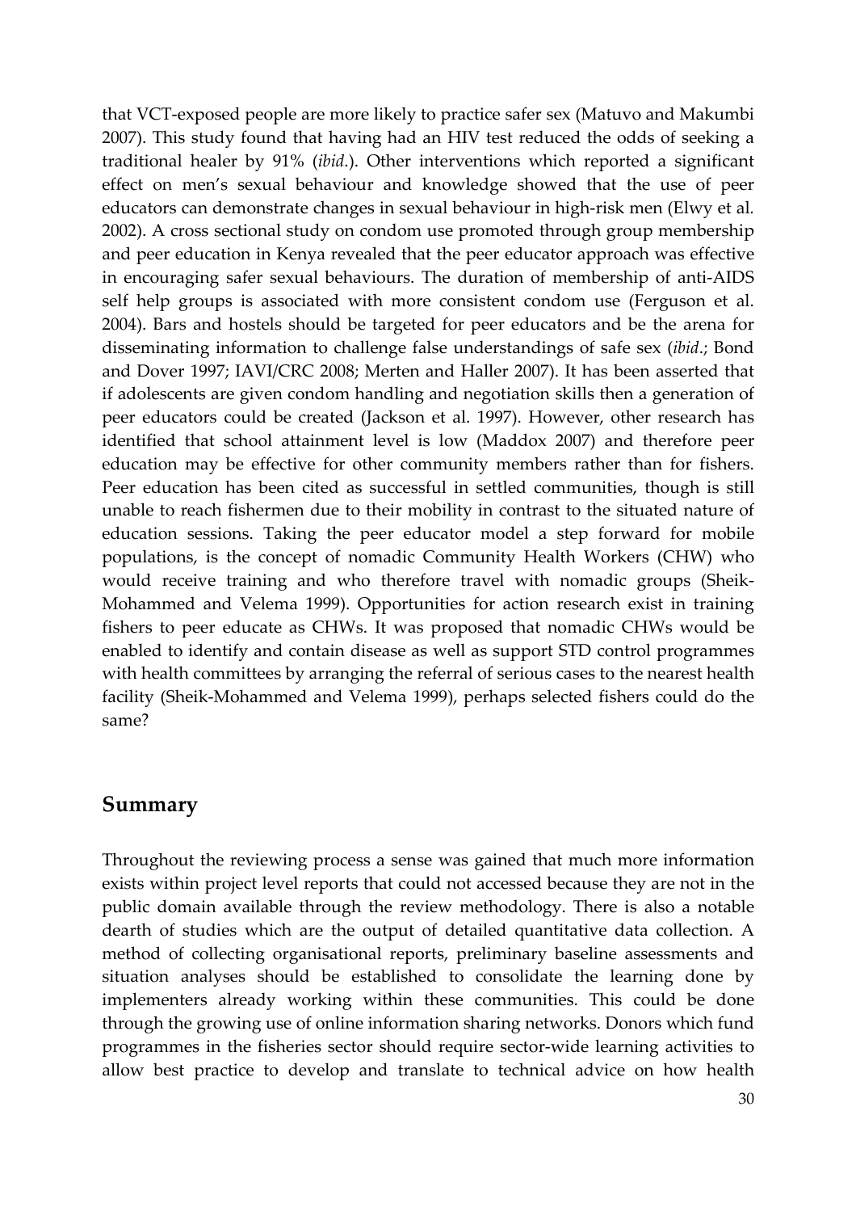that VCT-exposed people are more likely to practice safer sex (Matuvo and Makumbi 2007). This study found that having had an HIV test reduced the odds of seeking a traditional healer by 91% (*ibid*.). Other interventions which reported a significant effect on men's sexual behaviour and knowledge showed that the use of peer educators can demonstrate changes in sexual behaviour in high-risk men (Elwy et al. 2002). A cross sectional study on condom use promoted through group membership and peer education in Kenya revealed that the peer educator approach was effective in encouraging safer sexual behaviours. The duration of membership of anti-AIDS self help groups is associated with more consistent condom use (Ferguson et al. 2004). Bars and hostels should be targeted for peer educators and be the arena for disseminating information to challenge false understandings of safe sex (*ibid*.; Bond and Dover 1997; IAVI/CRC 2008; Merten and Haller 2007). It has been asserted that if adolescents are given condom handling and negotiation skills then a generation of peer educators could be created (Jackson et al. 1997). However, other research has identified that school attainment level is low (Maddox 2007) and therefore peer education may be effective for other community members rather than for fishers. Peer education has been cited as successful in settled communities, though is still unable to reach fishermen due to their mobility in contrast to the situated nature of education sessions. Taking the peer educator model a step forward for mobile populations, is the concept of nomadic Community Health Workers (CHW) who would receive training and who therefore travel with nomadic groups (Sheik-Mohammed and Velema 1999). Opportunities for action research exist in training fishers to peer educate as CHWs. It was proposed that nomadic CHWs would be enabled to identify and contain disease as well as support STD control programmes with health committees by arranging the referral of serious cases to the nearest health facility (Sheik-Mohammed and Velema 1999), perhaps selected fishers could do the same?

## Summary

Throughout the reviewing process a sense was gained that much more information exists within project level reports that could not accessed because they are not in the public domain available through the review methodology. There is also a notable dearth of studies which are the output of detailed quantitative data collection. A method of collecting organisational reports, preliminary baseline assessments and situation analyses should be established to consolidate the learning done by implementers already working within these communities. This could be done through the growing use of online information sharing networks. Donors which fund programmes in the fisheries sector should require sector-wide learning activities to allow best practice to develop and translate to technical advice on how health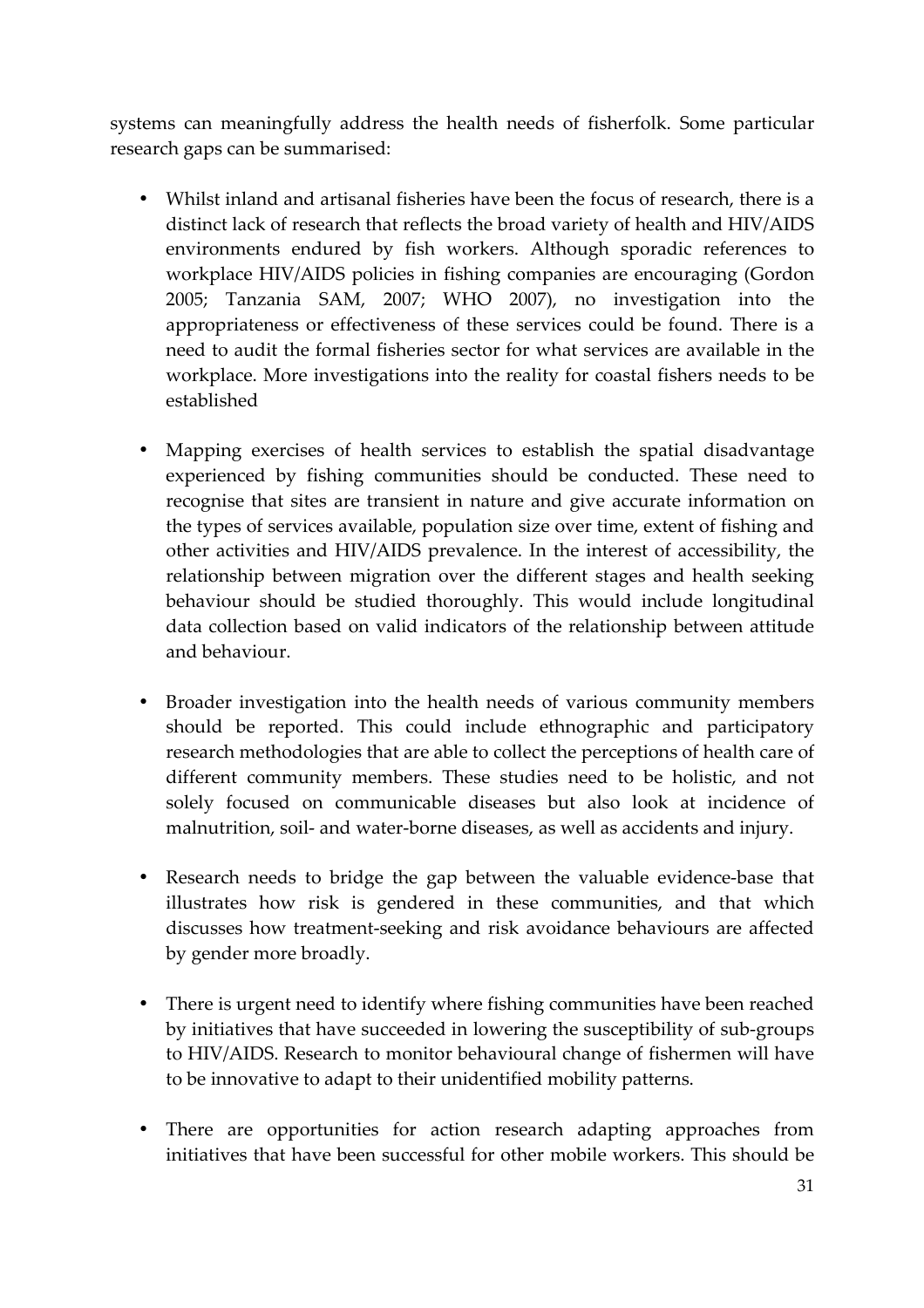systems can meaningfully address the health needs of fisherfolk. Some particular research gaps can be summarised:

- Whilst inland and artisanal fisheries have been the focus of research, there is a distinct lack of research that reflects the broad variety of health and HIV/AIDS environments endured by fish workers. Although sporadic references to workplace HIV/AIDS policies in fishing companies are encouraging (Gordon 2005; Tanzania SAM, 2007; WHO 2007), no investigation into the appropriateness or effectiveness of these services could be found. There is a need to audit the formal fisheries sector for what services are available in the workplace. More investigations into the reality for coastal fishers needs to be established

- Mapping exercises of health services to establish the spatial disadvantage experienced by fishing communities should be conducted. These need to recognise that sites are transient in nature and give accurate information on the types of services available, population size over time, extent of fishing and other activities and HIV/AIDS prevalence. In the interest of accessibility, the relationship between migration over the different stages and health seeking behaviour should be studied thoroughly. This would include longitudinal data collection based on valid indicators of the relationship between attitude and behaviour.

- Broader investigation into the health needs of various community members should be reported. This could include ethnographic and participatory research methodologies that are able to collect the perceptions of health care of different community members. These studies need to be holistic, and not solely focused on communicable diseases but also look at incidence of malnutrition, soil- and water-borne diseases, as well as accidents and injury.

- Research needs to bridge the gap between the valuable evidence-base that illustrates how risk is gendered in these communities, and that which discusses how treatment-seeking and risk avoidance behaviours are affected by gender more broadly.

- There is urgent need to identify where fishing communities have been reached by initiatives that have succeeded in lowering the susceptibility of sub-groups to HIV/AIDS. Research to monitor behavioural change of fishermen will have to be innovative to adapt to their unidentified mobility patterns.

- There are opportunities for action research adapting approaches from initiatives that have been successful for other mobile workers. This should be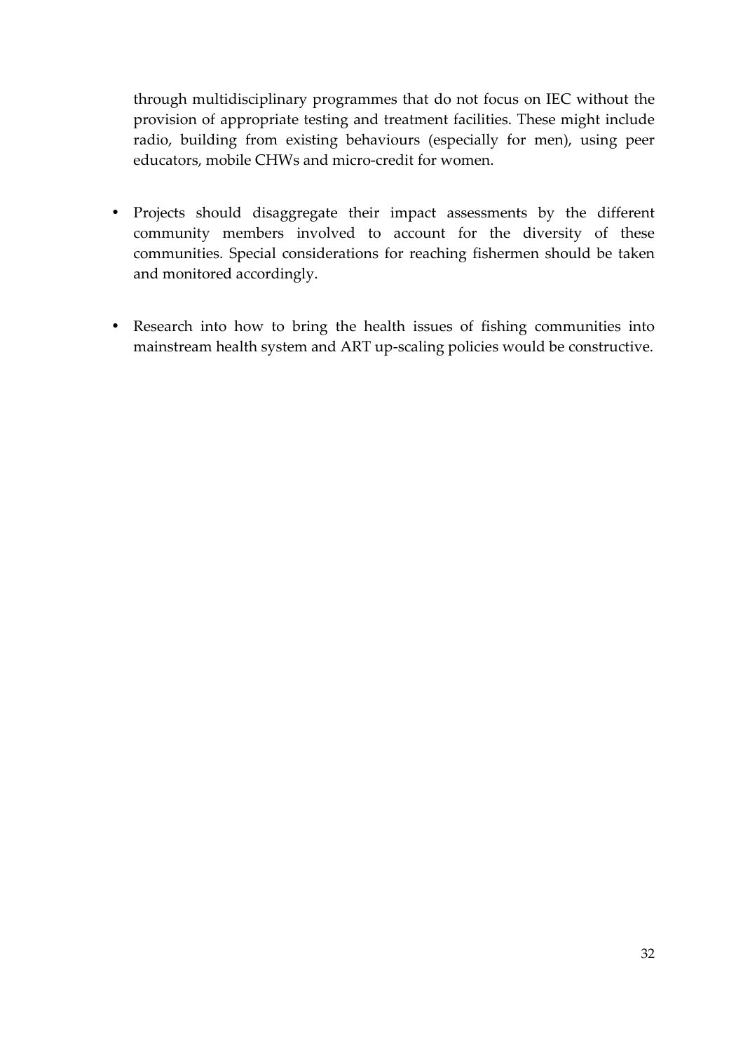through multidisciplinary programmes that do not focus on IEC without the provision of appropriate testing and treatment facilities. These might include radio, building from existing behaviours (especially for men), using peer educators, mobile CHWs and micro-credit for women.

- Projects should disaggregate their impact assessments by the different community members involved to account for the diversity of these communities. Special considerations for reaching fishermen should be taken and monitored accordingly.

- Research into how to bring the health issues of fishing communities into mainstream health system and ART up-scaling policies would be constructive.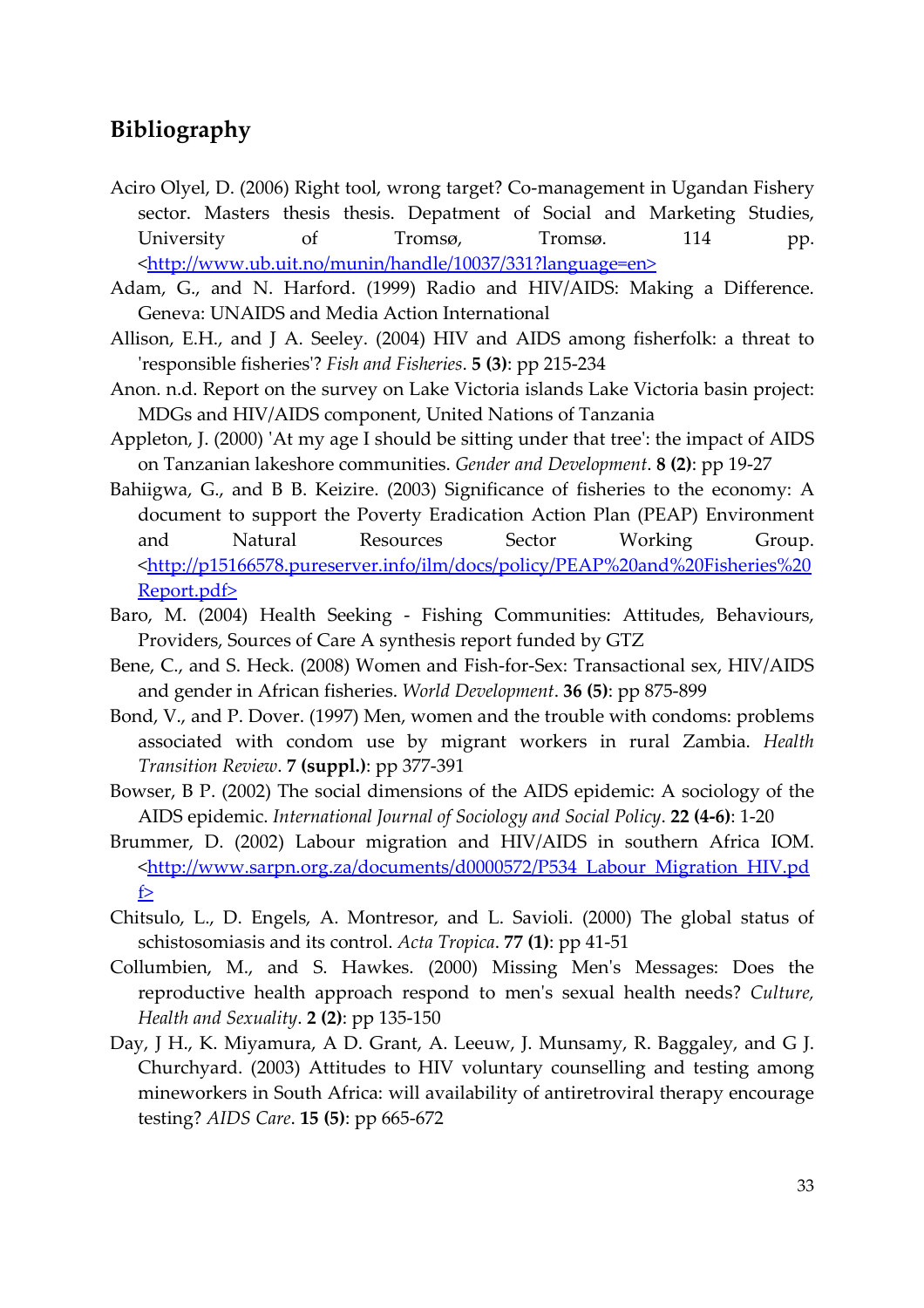## Bibliography

Aciro Olyel, D. (2006) Right tool, wrong target? Co-management in Ugandan Fishery sector. Masters thesis thesis. Depatment of Social and Marketing Studies, University of Tromsø, Tromsø. 114 pp. <http://www.ub.uit.no/munin/handle/10037/331?language=en>

Adam, G., and N. Harford. (1999) Radio and HIV/AIDS: Making a Difference. Geneva: UNAIDS and Media Action International

Allison, E.H., and J A. Seeley. (2004) HIV and AIDS among fisherfolk: a threat to 'responsible fisheries'? *Fish and Fisheries*. **5 (3)**: pp 215-234

Anon. n.d. Report on the survey on Lake Victoria islands Lake Victoria basin project: MDGs and HIV/AIDS component, United Nations of Tanzania

Appleton, J. (2000) 'At my age I should be sitting under that tree': the impact of AIDS on Tanzanian lakeshore communities. *Gender and Development*. **8 (2)**: pp 19-27

Bahiigwa, G., and B B. Keizire. (2003) Significance of fisheries to the economy: A document to support the Poverty Eradication Action Plan (PEAP) Environment and Natural Resources Sector Working Group. <http://p15166578.pureserver.info/ilm/docs/policy/PEAP%20and%20Fisheries%20Report.pdf>

Baro, M. (2004) Health Seeking - Fishing Communities: Attitudes, Behaviours, Providers, Sources of Care A synthesis report funded by GTZ

Bene, C., and S. Heck. (2008) Women and Fish-for-Sex: Transactional sex, HIV/AIDS and gender in African fisheries. *World Development*. **36 (5)**: pp 875-899

Bond, V., and P. Dover. (1997) Men, women and the trouble with condoms: problems associated with condom use by migrant workers in rural Zambia. *Health Transition Review*. **7 (suppl.)**: pp 377-391

Bowser, B P. (2002) The social dimensions of the AIDS epidemic: A sociology of the AIDS epidemic. *International Journal of Sociology and Social Policy*. **22 (4-6)**: 1-20

Brummer, D. (2002) Labour migration and HIV/AIDS in southern Africa IOM. <http://www.sarpn.org.za/documents/d0000572/P534_Labour_Migration_HIV.pdf>

Chitsulo, L., D. Engels, A. Montresor, and L. Savioli. (2000) The global status of schistosomiasis and its control. *Acta Tropica*. **77 (1)**: pp 41-51

Collumbien, M., and S. Hawkes. (2000) Missing Men's Messages: Does the reproductive health approach respond to men's sexual health needs? *Culture, Health and Sexuality*. **2 (2)**: pp 135-150

Day, J H., K. Miyamura, A D. Grant, A. Leeuw, J. Munsamy, R. Baggaley, and G J. Churchyard. (2003) Attitudes to HIV voluntary counselling and testing among mineworkers in South Africa: will availability of antiretroviral therapy encourage testing? *AIDS Care*. **15 (5)**: pp 665-672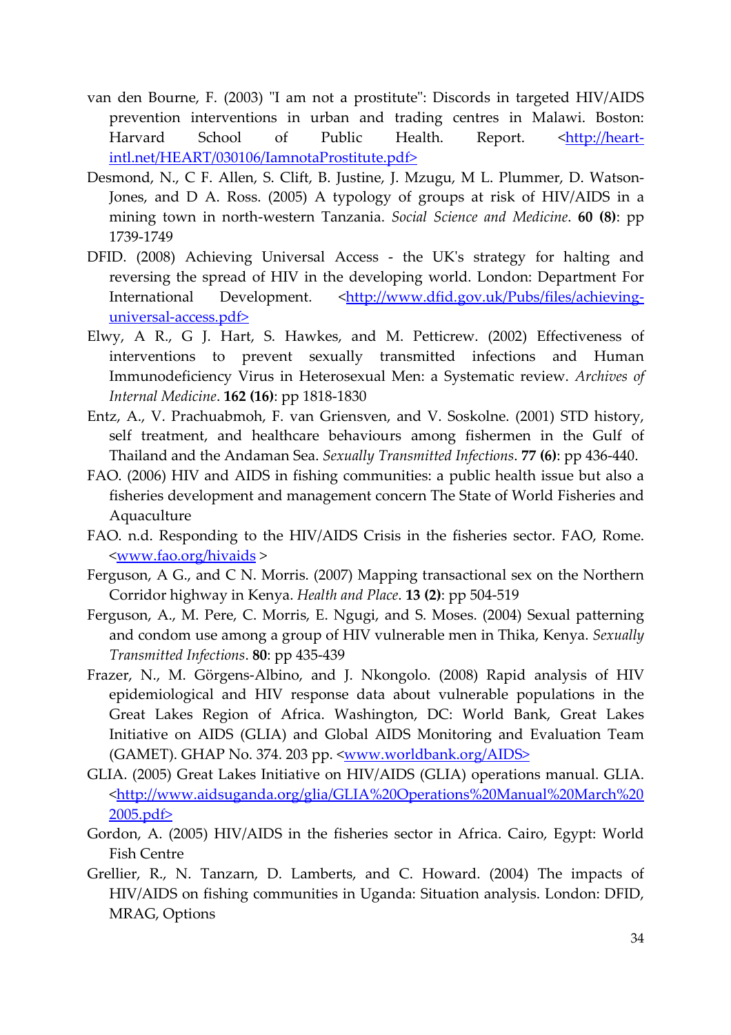van den Bourne, F. (2003) "I am not a prostitute": Discords in targeted HIV/AIDS prevention interventions in urban and trading centres in Malawi. Boston: Harvard School of Public Health. Report. <http://heart-intl.net/HEART/030106/IamnotaProstitute.pdf>

Desmond, N., C F. Allen, S. Clift, B. Justine, J. Mzugu, M L. Plummer, D. Watson-Jones, and D A. Ross. (2005) A typology of groups at risk of HIV/AIDS in a mining town in north-western Tanzania. *Social Science and Medicine*. **60 (8)**: pp 1739-1749

DFID. (2008) Achieving Universal Access - the UK's strategy for halting and reversing the spread of HIV in the developing world. London: Department For International Development. <http://www.dfid.gov.uk/Pubs/files/achieving-universal-access.pdf>

Elwy, A R., G J. Hart, S. Hawkes, and M. Petticrew. (2002) Effectiveness of interventions to prevent sexually transmitted infections and Human Immunodeficiency Virus in Heterosexual Men: a Systematic review. *Archives of Internal Medicine*. **162 (16)**: pp 1818-1830

Entz, A., V. Prachuabmoh, F. van Griensven, and V. Soskolne. (2001) STD history, self treatment, and healthcare behaviours among fishermen in the Gulf of Thailand and the Andaman Sea. *Sexually Transmitted Infections*. **77 (6)**: pp 436-440.

FAO. (2006) HIV and AIDS in fishing communities: a public health issue but also a fisheries development and management concern The State of World Fisheries and Aquaculture

FAO. n.d. Responding to the HIV/AIDS Crisis in the fisheries sector. FAO, Rome. <www.fao.org/hivaids >

Ferguson, A G., and C N. Morris. (2007) Mapping transactional sex on the Northern Corridor highway in Kenya. *Health and Place*. **13 (2)**: pp 504-519

Ferguson, A., M. Pere, C. Morris, E. Ngugi, and S. Moses. (2004) Sexual patterning and condom use among a group of HIV vulnerable men in Thika, Kenya. *Sexually Transmitted Infections*. **80**: pp 435-439

Frazer, N., M. Görgens-Albino, and J. Nkongolo. (2008) Rapid analysis of HIV epidemiological and HIV response data about vulnerable populations in the Great Lakes Region of Africa. Washington, DC: World Bank, Great Lakes Initiative on AIDS (GLIA) and Global AIDS Monitoring and Evaluation Team (GAMET). GHAP No. 374. 203 pp. <www.worldbank.org/AIDS>

GLIA. (2005) Great Lakes Initiative on HIV/AIDS (GLIA) operations manual. GLIA. <http://www.aidsuganda.org/glia/GLIA%20Operations%20Manual%20March%202005.pdf>

Gordon, A. (2005) HIV/AIDS in the fisheries sector in Africa. Cairo, Egypt: World Fish Centre

Grellier, R., N. Tanzarn, D. Lamberts, and C. Howard. (2004) The impacts of HIV/AIDS on fishing communities in Uganda: Situation analysis. London: DFID, MRAG, Options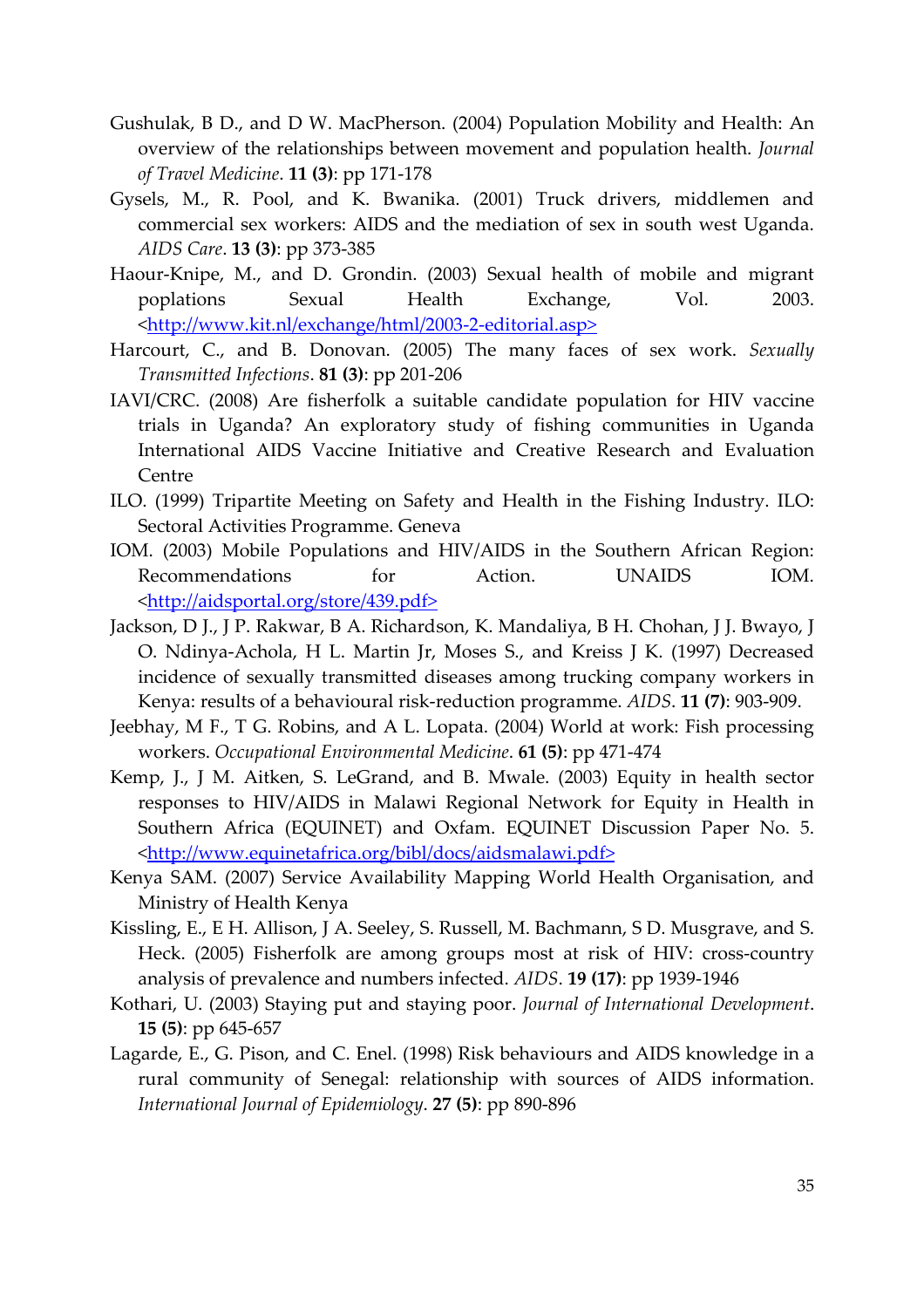Gushulak, B D., and D W. MacPherson. (2004) Population Mobility and Health: An overview of the relationships between movement and population health. *Journal of Travel Medicine*. **11 (3)**: pp 171-178

Gysels, M., R. Pool, and K. Bwanika. (2001) Truck drivers, middlemen and commercial sex workers: AIDS and the mediation of sex in south west Uganda. *AIDS Care*. **13 (3)**: pp 373-385

Haour-Knipe, M., and D. Grondin. (2003) Sexual health of mobile and migrant poplations Sexual Health Exchange, Vol. 2003. <http://www.kit.nl/exchange/html/2003-2-editorial.asp>

Harcourt, C., and B. Donovan. (2005) The many faces of sex work. *Sexually Transmitted Infections*. **81 (3)**: pp 201-206

IAVI/CRC. (2008) Are fisherfolk a suitable candidate population for HIV vaccine trials in Uganda? An exploratory study of fishing communities in Uganda International AIDS Vaccine Initiative and Creative Research and Evaluation Centre

ILO. (1999) Tripartite Meeting on Safety and Health in the Fishing Industry. ILO: Sectoral Activities Programme. Geneva

IOM. (2003) Mobile Populations and HIV/AIDS in the Southern African Region: Recommendations for Action. UNAIDS IOM. <http://aidsportal.org/store/439.pdf>

Jackson, D J., J P. Rakwar, B A. Richardson, K. Mandaliya, B H. Chohan, J J. Bwayo, J O. Ndinya-Achola, H L. Martin Jr, Moses S., and Kreiss J K. (1997) Decreased incidence of sexually transmitted diseases among trucking company workers in Kenya: results of a behavioural risk-reduction programme. *AIDS*. **11 (7)**: 903-909.

Jeebhay, M F., T G. Robins, and A L. Lopata. (2004) World at work: Fish processing workers. *Occupational Environmental Medicine*. **61 (5)**: pp 471-474

Kemp, J., J M. Aitken, S. LeGrand, and B. Mwale. (2003) Equity in health sector responses to HIV/AIDS in Malawi Regional Network for Equity in Health in Southern Africa (EQUINET) and Oxfam. EQUINET Discussion Paper No. 5. <http://www.equinetafrica.org/bibl/docs/aidsmalawi.pdf>

Kenya SAM. (2007) Service Availability Mapping World Health Organisation, and Ministry of Health Kenya

Kissling, E., E H. Allison, J A. Seeley, S. Russell, M. Bachmann, S D. Musgrave, and S. Heck. (2005) Fisherfolk are among groups most at risk of HIV: cross-country analysis of prevalence and numbers infected. *AIDS*. **19 (17)**: pp 1939-1946

Kothari, U. (2003) Staying put and staying poor. *Journal of International Development*. **15 (5)**: pp 645-657

Lagarde, E., G. Pison, and C. Enel. (1998) Risk behaviours and AIDS knowledge in a rural community of Senegal: relationship with sources of AIDS information. *International Journal of Epidemiology*. **27 (5)**: pp 890-896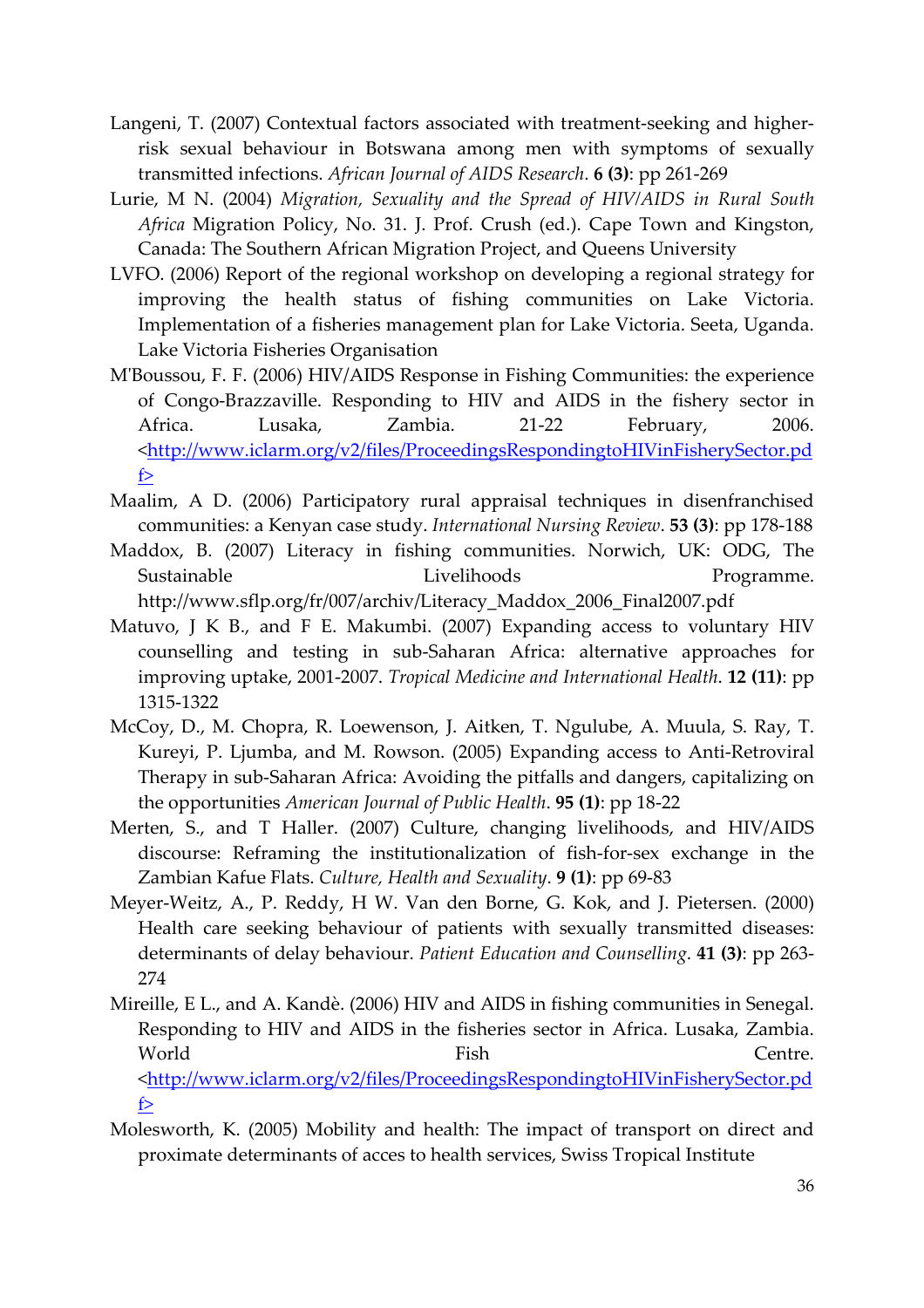Langeni, T. (2007) Contextual factors associated with treatment-seeking and higher-risk sexual behaviour in Botswana among men with symptoms of sexually transmitted infections. *African Journal of AIDS Research*. **6 (3)**: pp 261-269

Lurie, M N. (2004) *Migration, Sexuality and the Spread of HIV/AIDS in Rural South Africa* Migration Policy, No. 31. J. Prof. Crush (ed.). Cape Town and Kingston, Canada: The Southern African Migration Project, and Queens University

LVFO. (2006) Report of the regional workshop on developing a regional strategy for improving the health status of fishing communities on Lake Victoria. Implementation of a fisheries management plan for Lake Victoria. Seeta, Uganda. Lake Victoria Fisheries Organisation

M'Boussou, F. F. (2006) HIV/AIDS Response in Fishing Communities: the experience of Congo-Brazzaville. Responding to HIV and AIDS in the fishery sector in Africa. Lusaka, Zambia. 21-22 February, 2006. <http://www.iclarm.org/v2/files/ProceedingsRespondingtoHIVinFisherySector.pdf>

Maalim, A D. (2006) Participatory rural appraisal techniques in disenfranchised communities: a Kenyan case study. *International Nursing Review*. **53 (3)**: pp 178-188

Maddox, B. (2007) Literacy in fishing communities. Norwich, UK: ODG, The Sustainable Livelihoods Programme. http://www.sflp.org/fr/007/archiv/Literacy_Maddox_2006_Final2007.pdf

Matuvo, J K B., and F E. Makumbi. (2007) Expanding access to voluntary HIV counselling and testing in sub-Saharan Africa: alternative approaches for improving uptake, 2001-2007. *Tropical Medicine and International Health*. **12 (11)**: pp 1315-1322

McCoy, D., M. Chopra, R. Loewenson, J. Aitken, T. Ngulube, A. Muula, S. Ray, T. Kureyi, P. Ljumba, and M. Rowson. (2005) Expanding access to Anti-Retroviral Therapy in sub-Saharan Africa: Avoiding the pitfalls and dangers, capitalizing on the opportunities *American Journal of Public Health*. **95 (1)**: pp 18-22

Merten, S., and T Haller. (2007) Culture, changing livelihoods, and HIV/AIDS discourse: Reframing the institutionalization of fish-for-sex exchange in the Zambian Kafue Flats. *Culture, Health and Sexuality*. **9 (1)**: pp 69-83

Meyer-Weitz, A., P. Reddy, H W. Van den Borne, G. Kok, and J. Pietersen. (2000) Health care seeking behaviour of patients with sexually transmitted diseases: determinants of delay behaviour. *Patient Education and Counselling*. **41 (3)**: pp 263-274

Mireille, E L., and A. Kandè. (2006) HIV and AIDS in fishing communities in Senegal. Responding to HIV and AIDS in the fisheries sector in Africa. Lusaka, Zambia. World Fish Centre. <http://www.iclarm.org/v2/files/ProceedingsRespondingtoHIVinFisherySector.pdf>

Molesworth, K. (2005) Mobility and health: The impact of transport on direct and proximate determinants of acces to health services, Swiss Tropical Institute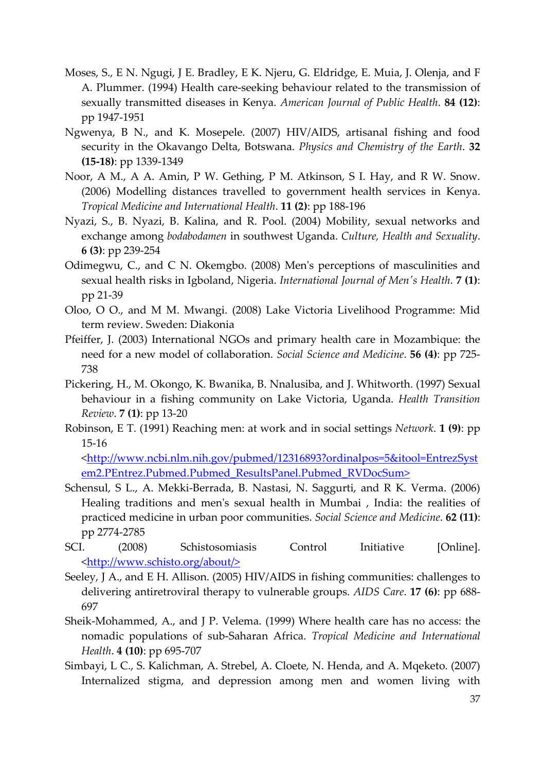Moses, S., E N. Ngugi, J E. Bradley, E K. Njeru, G. Eldridge, E. Muia, J. Olenja, and F A. Plummer. (1994) Health care-seeking behaviour related to the transmission of sexually transmitted diseases in Kenya. *American Journal of Public Health*. **84 (12)**: pp 1947-1951

Ngwenya, B N., and K. Mosepele. (2007) HIV/AIDS, artisanal fishing and food security in the Okavango Delta, Botswana. *Physics and Chemistry of the Earth*. **32 (15-18)**: pp 1339-1349

Noor, A M., A A. Amin, P W. Gething, P M. Atkinson, S I. Hay, and R W. Snow. (2006) Modelling distances travelled to government health services in Kenya. *Tropical Medicine and International Health*. **11 (2)**: pp 188-196

Nyazi, S., B. Nyazi, B. Kalina, and R. Pool. (2004) Mobility, sexual networks and exchange among *bodabodamen* in southwest Uganda. *Culture, Health and Sexuality*. **6 (3)**: pp 239-254

Odimegwu, C., and C N. Okemgbo. (2008) Men's perceptions of masculinities and sexual health risks in Igboland, Nigeria. *International Journal of Men's Health*. **7 (1)**: pp 21-39

Oloo, O O., and M M. Mwangi. (2008) Lake Victoria Livelihood Programme: Mid term review. Sweden: Diakonia

Pfeiffer, J. (2003) International NGOs and primary health care in Mozambique: the need for a new model of collaboration. *Social Science and Medicine*. **56 (4)**: pp 725-738

Pickering, H., M. Okongo, K. Bwanika, B. Nnalusiba, and J. Whitworth. (1997) Sexual behaviour in a fishing community on Lake Victoria, Uganda. *Health Transition Review*. **7 (1)**: pp 13-20

Robinson, E T. (1991) Reaching men: at work and in social settings *Network*. **1 (9)**: pp 15-16 <http://www.ncbi.nlm.nih.gov/pubmed/12316893?ordinalpos=5&itool=EntrezSystem2.PEntrez.Pubmed.Pubmed_ResultsPanel.Pubmed_RVDocSum>

Schensul, S L., A. Mekki-Berrada, B. Nastasi, N. Saggurti, and R K. Verma. (2006) Healing traditions and men's sexual health in Mumbai , India: the realities of practiced medicine in urban poor communities. *Social Science and Medicine*. **62 (11)**: pp 2774-2785

SCI. (2008) Schistosomiasis Control Initiative [Online]. <http://www.schisto.org/about/>

Seeley, J A., and E H. Allison. (2005) HIV/AIDS in fishing communities: challenges to delivering antiretroviral therapy to vulnerable groups. *AIDS Care*. **17 (6)**: pp 688-697

Sheik-Mohammed, A., and J P. Velema. (1999) Where health care has no access: the nomadic populations of sub-Saharan Africa. *Tropical Medicine and International Health*. **4 (10)**: pp 695-707

Simbayi, L C., S. Kalichman, A. Strebel, A. Cloete, N. Henda, and A. Mqeketo. (2007) Internalized stigma, and depression among men and women living with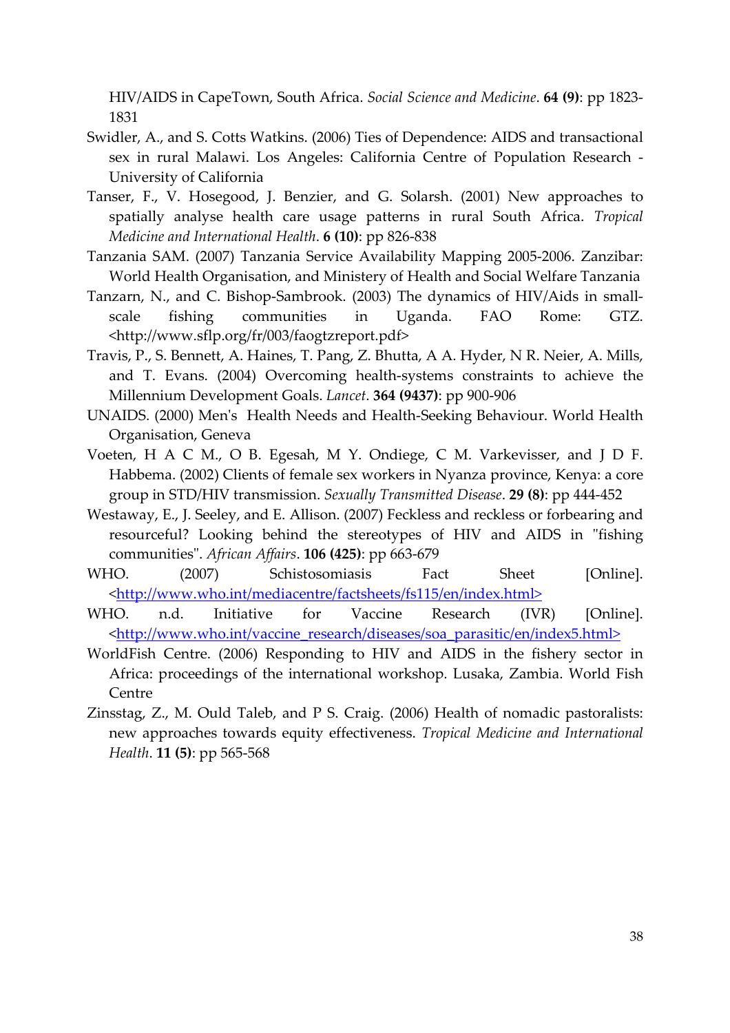HIV/AIDS in CapeTown, South Africa. *Social Science and Medicine*. **64 (9)**: pp 1823-1831

Swidler, A., and S. Cotts Watkins. (2006) Ties of Dependence: AIDS and transactional sex in rural Malawi. Los Angeles: California Centre of Population Research - University of California

Tanser, F., V. Hosegood, J. Benzier, and G. Solarsh. (2001) New approaches to spatially analyse health care usage patterns in rural South Africa. *Tropical Medicine and International Health*. **6 (10)**: pp 826-838

Tanzania SAM. (2007) Tanzania Service Availability Mapping 2005-2006. Zanzibar: World Health Organisation, and Ministery of Health and Social Welfare Tanzania

Tanzarn, N., and C. Bishop-Sambrook. (2003) The dynamics of HIV/Aids in small-scale fishing communities in Uganda. FAO Rome: GTZ. <http://www.sflp.org/fr/003/faogtzreport.pdf>

Travis, P., S. Bennett, A. Haines, T. Pang, Z. Bhutta, A A. Hyder, N R. Neier, A. Mills, and T. Evans. (2004) Overcoming health-systems constraints to achieve the Millennium Development Goals. *Lancet*. **364 (9437)**: pp 900-906

UNAIDS. (2000) Men's Health Needs and Health-Seeking Behaviour. World Health Organisation, Geneva

Voeten, H A C M., O B. Egesah, M Y. Ondiege, C M. Varkevisser, and J D F. Habbema. (2002) Clients of female sex workers in Nyanza province, Kenya: a core group in STD/HIV transmission. *Sexually Transmitted Disease*. **29 (8)**: pp 444-452

Westaway, E., J. Seeley, and E. Allison. (2007) Feckless and reckless or forbearing and resourceful? Looking behind the stereotypes of HIV and AIDS in "fishing communities". *African Affairs*. **106 (425)**: pp 663-679

WHO. (2007) Schistosomiasis Fact Sheet [Online]. <http://www.who.int/mediacentre/factsheets/fs115/en/index.html>

WHO. n.d. Initiative for Vaccine Research (IVR) [Online]. <http://www.who.int/vaccine_research/diseases/soa_parasitic/en/index5.html>

WorldFish Centre. (2006) Responding to HIV and AIDS in the fishery sector in Africa: proceedings of the international workshop. Lusaka, Zambia. World Fish Centre

Zinsstag, Z., M. Ould Taleb, and P S. Craig. (2006) Health of nomadic pastoralists: new approaches towards equity effectiveness. *Tropical Medicine and International Health*. **11 (5)**: pp 565-568